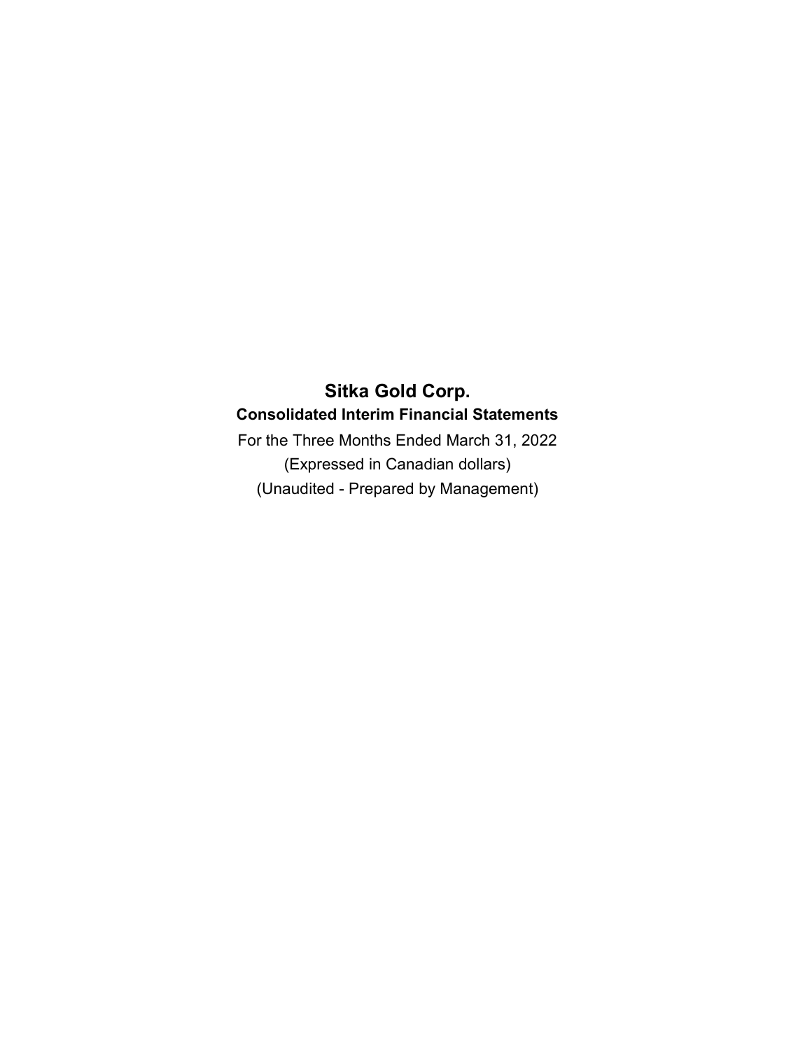# Sitka Gold Corp.

## Consolidated Interim Financial Statements

For the Three Months Ended March 31, 2022

(Expressed in Canadian dollars)

(Unaudited - Prepared by Management)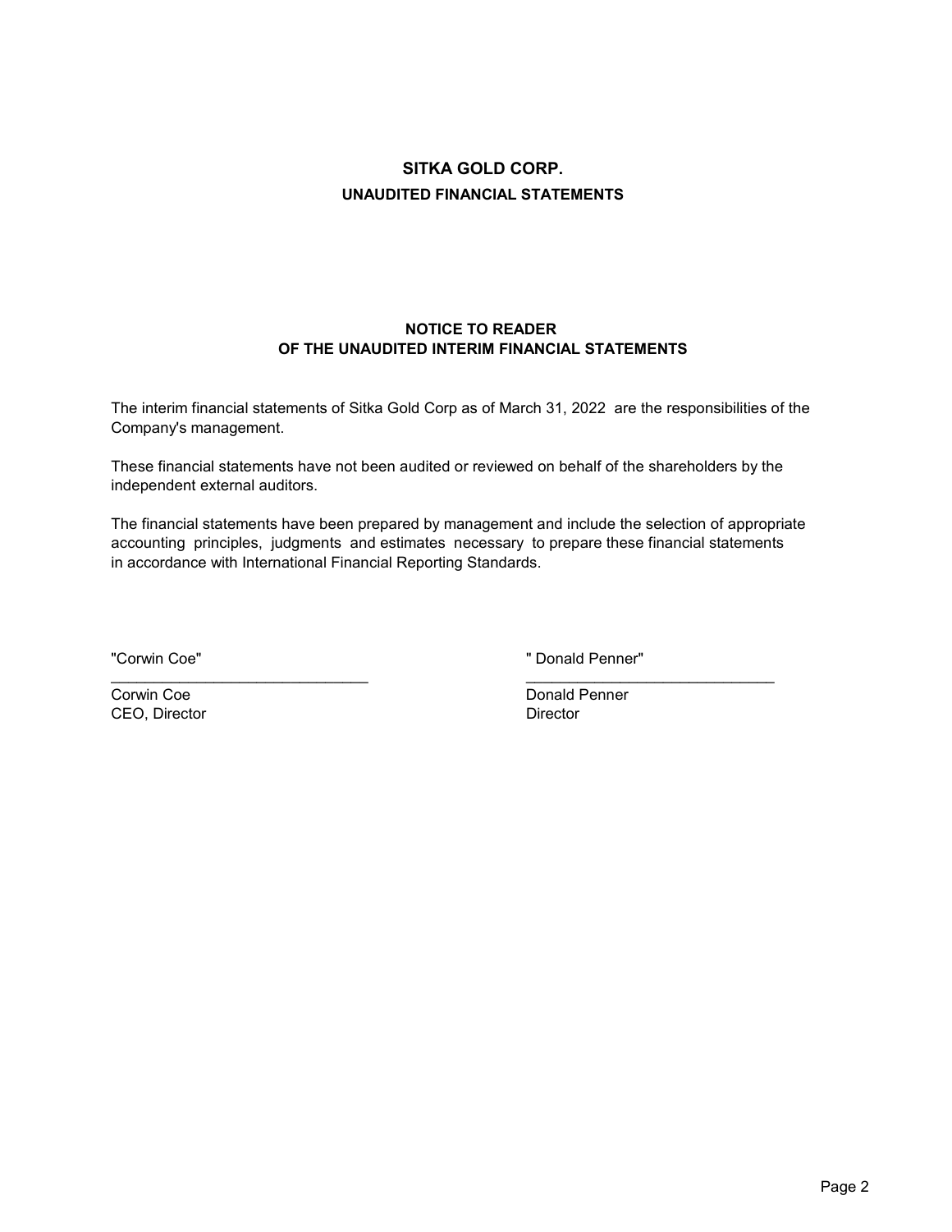# SITKA GOLD CORP.

## UNAUDITED FINANCIAL STATEMENTS

### NOTICE TO READER
### OF THE UNAUDITED INTERIM FINANCIAL STATEMENTS

The interim financial statements of Sitka Gold Corp as of March 31, 2022 are the responsibilities of the Company's management.

These financial statements have not been audited or reviewed on behalf of the shareholders by the independent external auditors.

The financial statements have been prepared by management and include the selection of appropriate accounting principles, judgments and estimates necessary to prepare these financial statements in accordance with International Financial Reporting Standards.

| "Corwin Coe" | " Donald Penner" |
|---|---|
| Corwin Coe | Donald Penner |
| CEO, Director | Director |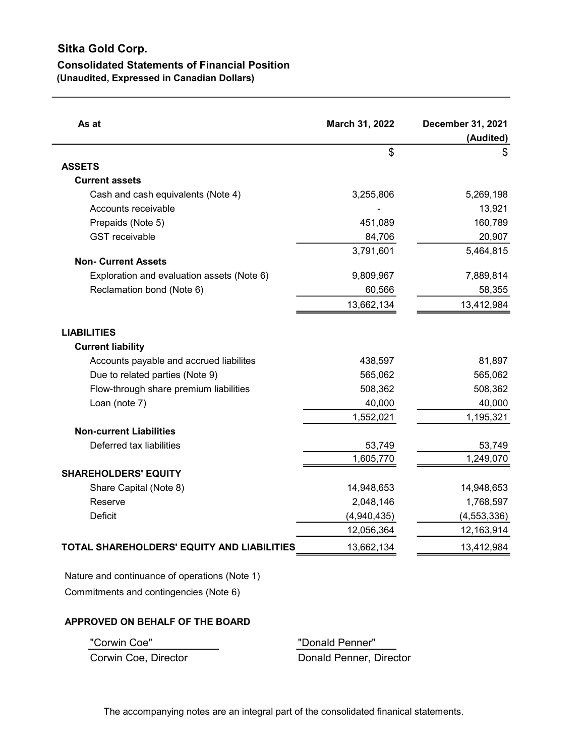# Sitka Gold Corp.

## Consolidated Statements of Financial Position

**(Unaudited, Expressed in Canadian Dollars)**

| As at | March 31, 2022 | December 31, 2021 (Audited) |
|---|---|---|
| | $ | $ |
| **ASSETS** | | |
| **Current assets** | | |
| Cash and cash equivalents (Note 4) | 3,255,806 | 5,269,198 |
| Accounts receivable | - | 13,921 |
| Prepaids (Note 5) | 451,089 | 160,789 |
| GST receivable | 84,706 | 20,907 |
| | 3,791,601 | 5,464,815 |
| **Non- Current Assets** | | |
| Exploration and evaluation assets (Note 6) | 9,809,967 | 7,889,814 |
| Reclamation bond (Note 6) | 60,566 | 58,355 |
| | 13,662,134 | 13,412,984 |
| **LIABILITIES** | | |
| **Current liability** | | |
| Accounts payable and accrued liabilites | 438,597 | 81,897 |
| Due to related parties (Note 9) | 565,062 | 565,062 |
| Flow-through share premium liabilities | 508,362 | 508,362 |
| Loan (note 7) | 40,000 | 40,000 |
| | 1,552,021 | 1,195,321 |
| **Non-current Liabilities** | | |
| Deferred tax liabilities | 53,749 | 53,749 |
| | 1,605,770 | 1,249,070 |
| **SHAREHOLDERS' EQUITY** | | |
| Share Capital (Note 8) | 14,948,653 | 14,948,653 |
| Reserve | 2,048,146 | 1,768,597 |
| Deficit | (4,940,435) | (4,553,336) |
| | 12,056,364 | 12,163,914 |
| **TOTAL SHAREHOLDERS' EQUITY AND LIABILITIES** | 13,662,134 | 13,412,984 |

Nature and continuance of operations (Note 1)

Commitments and contingencies (Note 6)

**APPROVED ON BEHALF OF THE BOARD**

| "Corwin Coe" | "Donald Penner" |
|---|---|
| Corwin Coe, Director | Donald Penner, Director |

The accompanying notes are an integral part of the consolidated finanical statements.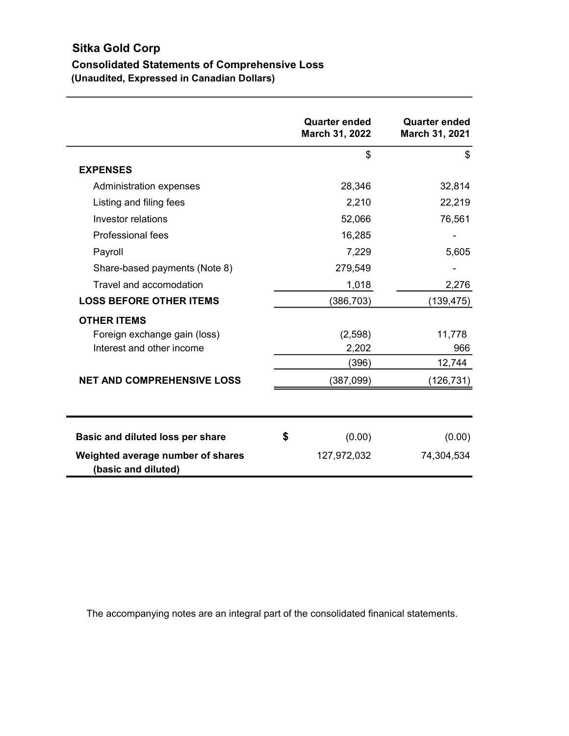# Sitka Gold Corp

## Consolidated Statements of Comprehensive Loss

**(Unaudited, Expressed in Canadian Dollars)**

| | Quarter ended March 31, 2022 | Quarter ended March 31, 2021 |
|---|---|---|
| | $ | $ |
| **EXPENSES** | | |
| Administration expenses | 28,346 | 32,814 |
| Listing and filing fees | 2,210 | 22,219 |
| Investor relations | 52,066 | 76,561 |
| Professional fees | 16,285 | - |
| Payroll | 7,229 | 5,605 |
| Share-based payments (Note 8) | 279,549 | - |
| Travel and accomodation | 1,018 | 2,276 |
| **LOSS BEFORE OTHER ITEMS** | (386,703) | (139,475) |
| **OTHER ITEMS** | | |
| Foreign exchange gain (loss) | (2,598) | 11,778 |
| Interest and other income | 2,202 | 966 |
| | (396) | 12,744 |
| **NET AND COMPREHENSIVE LOSS** | (387,099) | (126,731) |

| | | Quarter ended March 31, 2022 | Quarter ended March 31, 2021 |
|---|---|---|---|
| **Basic and diluted loss per share** | **$** | (0.00) | (0.00) |
| **Weighted average number of shares (basic and diluted)** | | 127,972,032 | 74,304,534 |

The accompanying notes are an integral part of the consolidated finanical statements.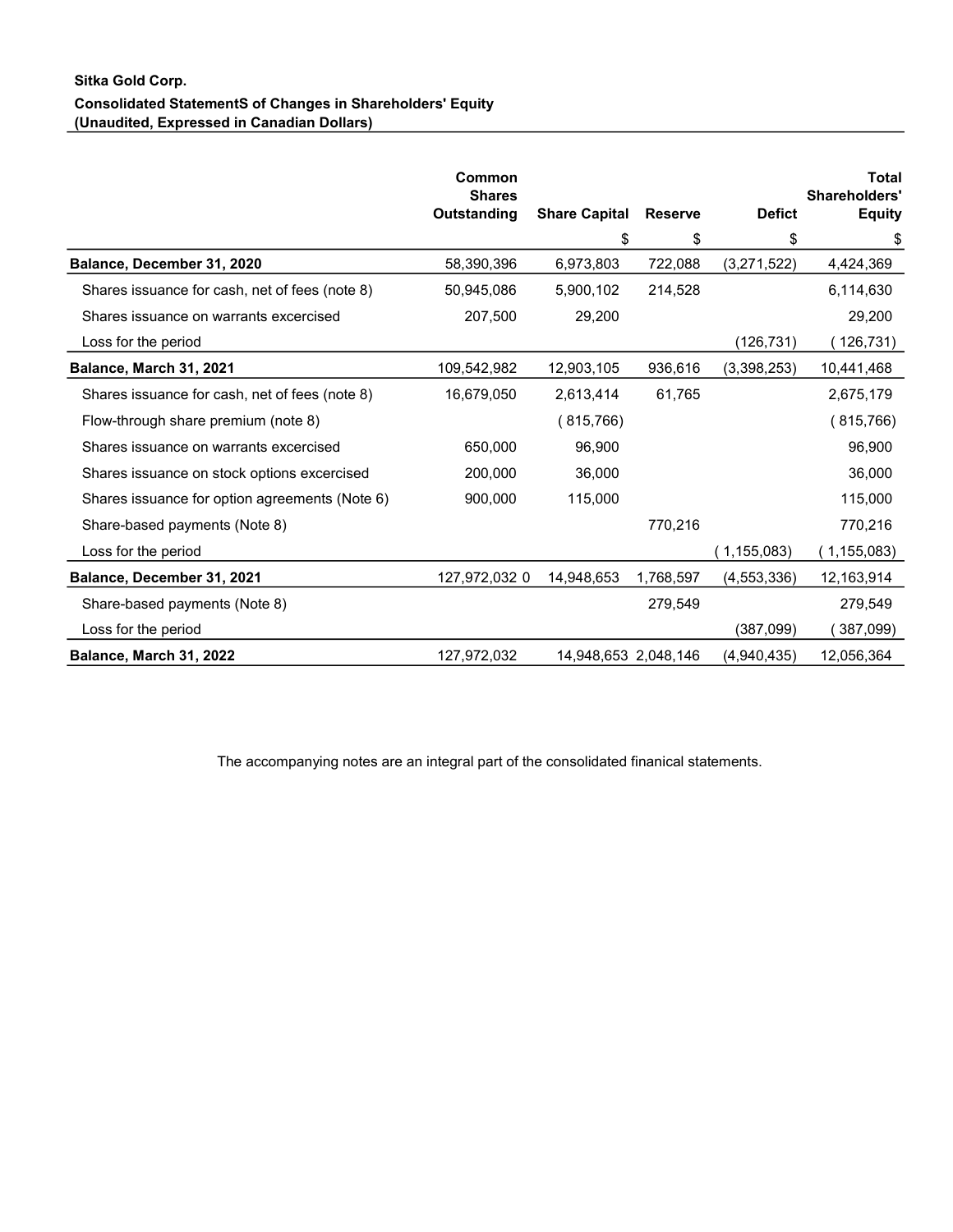**Sitka Gold Corp.**

**Consolidated StatementS of Changes in Shareholders' Equity**
**(Unaudited, Expressed in Canadian Dollars)**

| | Common Shares Outstanding | Share Capital | Reserve | Defict | Total Shareholders' Equity |
|---|---|---|---|---|---|
| | | $ | $ | $ | $ |
| **Balance, December 31, 2020** | 58,390,396 | 6,973,803 | 722,088 | (3,271,522) | 4,424,369 |
| Shares issuance for cash, net of fees (note 8) | 50,945,086 | 5,900,102 | 214,528 | | 6,114,630 |
| Shares issuance on warrants excercised | 207,500 | 29,200 | | | 29,200 |
| Loss for the period | | | | (126,731) | ( 126,731) |
| **Balance, March 31, 2021** | 109,542,982 | 12,903,105 | 936,616 | (3,398,253) | 10,441,468 |
| Shares issuance for cash, net of fees (note 8) | 16,679,050 | 2,613,414 | 61,765 | | 2,675,179 |
| Flow-through share premium (note 8) | | ( 815,766) | | | ( 815,766) |
| Shares issuance on warrants excercised | 650,000 | 96,900 | | | 96,900 |
| Shares issuance on stock options excercised | 200,000 | 36,000 | | | 36,000 |
| Shares issuance for option agreements (Note 6) | 900,000 | 115,000 | | | 115,000 |
| Share-based payments (Note 8) | | | 770,216 | | 770,216 |
| Loss for the period | | | | ( 1,155,083) | ( 1,155,083) |
| **Balance, December 31, 2021** | 127,972,032 0 | 14,948,653 | 1,768,597 | (4,553,336) | 12,163,914 |
| Share-based payments (Note 8) | | | 279,549 | | 279,549 |
| Loss for the period | | | | (387,099) | ( 387,099) |
| **Balance, March 31, 2022** | 127,972,032 | 14,948,653 | 2,048,146 | (4,940,435) | 12,056,364 |

The accompanying notes are an integral part of the consolidated finanical statements.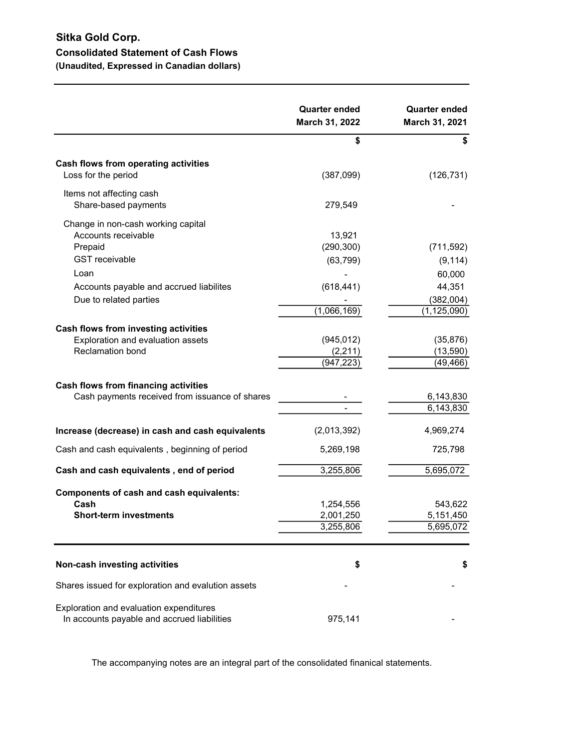# Sitka Gold Corp.

## Consolidated Statement of Cash Flows

### (Unaudited, Expressed in Canadian dollars)

| | Quarter ended March 31, 2022 | Quarter ended March 31, 2021 |
|---|---|---|
| | $ | $ |
| **Cash flows from operating activities** | | |
| Loss for the period | (387,099) | (126,731) |
| Items not affecting cash | | |
| Share-based payments | 279,549 | - |
| Change in non-cash working capital | | |
| Accounts receivable | 13,921 | |
| Prepaid | (290,300) | (711,592) |
| GST receivable | (63,799) | (9,114) |
| Loan | - | 60,000 |
| Accounts payable and accrued liabilites | (618,441) | 44,351 |
| Due to related parties | - | (382,004) |
| | (1,066,169) | (1,125,090) |
| **Cash flows from investing activities** | | |
| Exploration and evaluation assets | (945,012) | (35,876) |
| Reclamation bond | (2,211) | (13,590) |
| | (947,223) | (49,466) |
| **Cash flows from financing activities** | | |
| Cash payments received from issuance of shares | - | 6,143,830 |
| | - | 6,143,830 |
| **Increase (decrease) in cash and cash equivalents** | (2,013,392) | 4,969,274 |
| Cash and cash equivalents , beginning of period | 5,269,198 | 725,798 |
| **Cash and cash equivalents , end of period** | 3,255,806 | 5,695,072 |
| **Components of cash and cash equivalents:** | | |
| **Cash** | 1,254,556 | 543,622 |
| **Short-term investments** | 2,001,250 | 5,151,450 |
| | 3,255,806 | 5,695,072 |

| **Non-cash investing activities** | $ | $ |
|---|---|---|
| Shares issued for exploration and evalution assets | - | - |
| Exploration and evaluation expenditures In accounts payable and accrued liabilities | 975,141 | - |

The accompanying notes are an integral part of the consolidated finanical statements.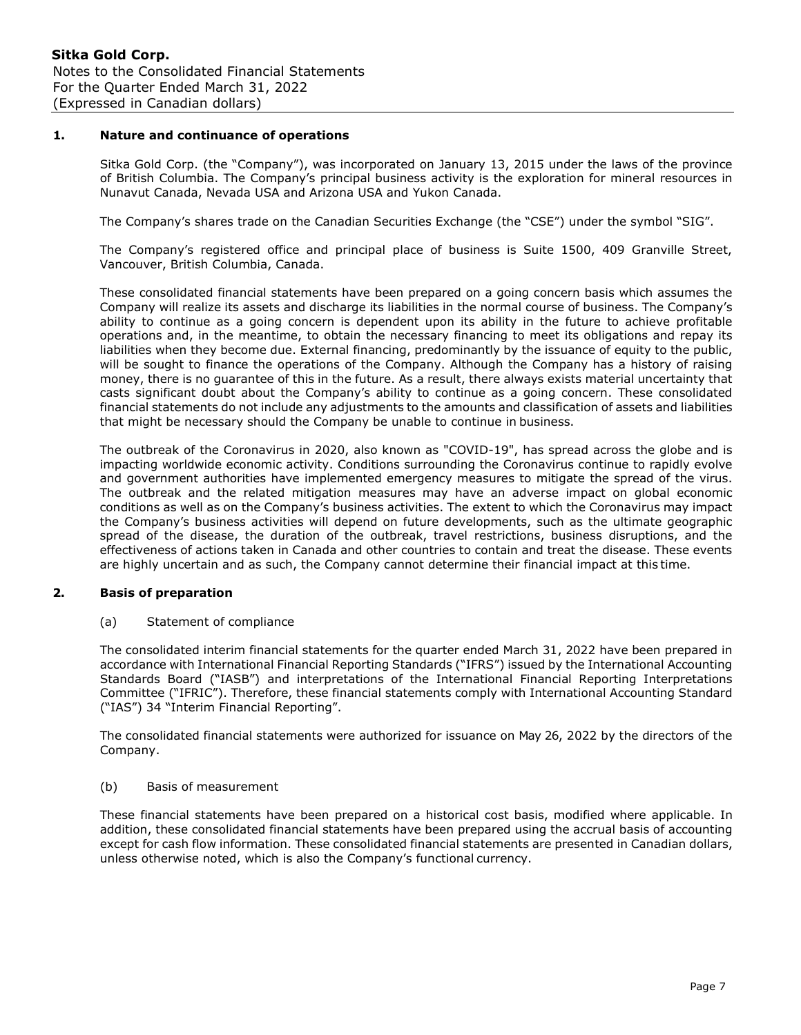## 1. Nature and continuance of operations

Sitka Gold Corp. (the "Company"), was incorporated on January 13, 2015 under the laws of the province of British Columbia. The Company's principal business activity is the exploration for mineral resources in Nunavut Canada, Nevada USA and Arizona USA and Yukon Canada.

The Company's shares trade on the Canadian Securities Exchange (the "CSE") under the symbol "SIG".

The Company's registered office and principal place of business is Suite 1500, 409 Granville Street, Vancouver, British Columbia, Canada.

These consolidated financial statements have been prepared on a going concern basis which assumes the Company will realize its assets and discharge its liabilities in the normal course of business. The Company's ability to continue as a going concern is dependent upon its ability in the future to achieve profitable operations and, in the meantime, to obtain the necessary financing to meet its obligations and repay its liabilities when they become due. External financing, predominantly by the issuance of equity to the public, will be sought to finance the operations of the Company. Although the Company has a history of raising money, there is no guarantee of this in the future. As a result, there always exists material uncertainty that casts significant doubt about the Company's ability to continue as a going concern. These consolidated financial statements do not include any adjustments to the amounts and classification of assets and liabilities that might be necessary should the Company be unable to continue in business.

The outbreak of the Coronavirus in 2020, also known as "COVID-19", has spread across the globe and is impacting worldwide economic activity. Conditions surrounding the Coronavirus continue to rapidly evolve and government authorities have implemented emergency measures to mitigate the spread of the virus. The outbreak and the related mitigation measures may have an adverse impact on global economic conditions as well as on the Company's business activities. The extent to which the Coronavirus may impact the Company's business activities will depend on future developments, such as the ultimate geographic spread of the disease, the duration of the outbreak, travel restrictions, business disruptions, and the effectiveness of actions taken in Canada and other countries to contain and treat the disease. These events are highly uncertain and as such, the Company cannot determine their financial impact at this time.

## 2. Basis of preparation

### (a) Statement of compliance

The consolidated interim financial statements for the quarter ended March 31, 2022 have been prepared in accordance with International Financial Reporting Standards ("IFRS") issued by the International Accounting Standards Board ("IASB") and interpretations of the International Financial Reporting Interpretations Committee ("IFRIC"). Therefore, these financial statements comply with International Accounting Standard ("IAS") 34 "Interim Financial Reporting".

The consolidated financial statements were authorized for issuance on May 26, 2022 by the directors of the Company.

### (b) Basis of measurement

These financial statements have been prepared on a historical cost basis, modified where applicable. In addition, these consolidated financial statements have been prepared using the accrual basis of accounting except for cash flow information. These consolidated financial statements are presented in Canadian dollars, unless otherwise noted, which is also the Company's functional currency.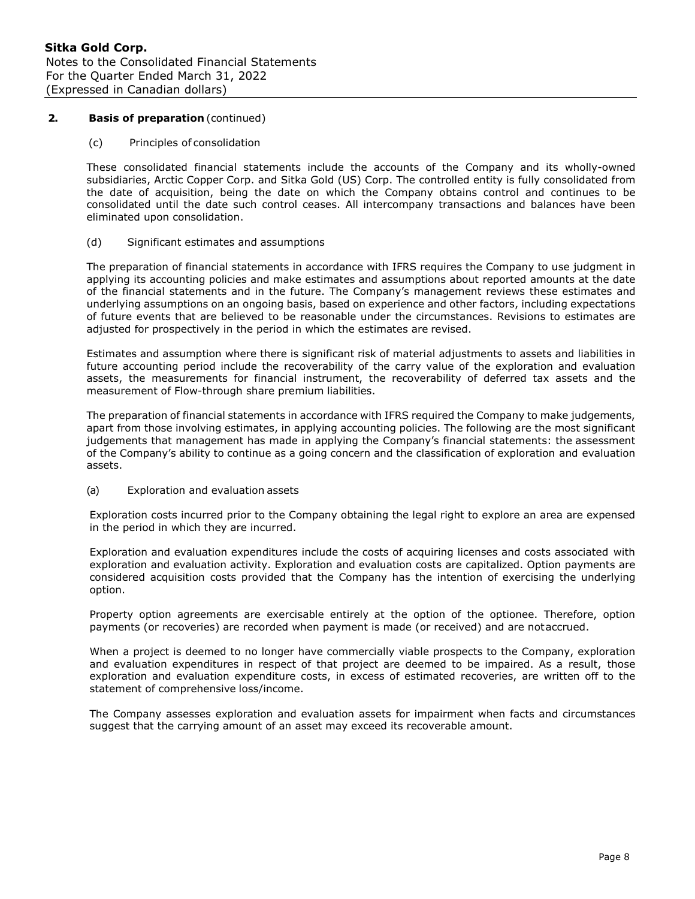## 2. Basis of preparation (continued)

(c) Principles of consolidation

These consolidated financial statements include the accounts of the Company and its wholly-owned subsidiaries, Arctic Copper Corp. and Sitka Gold (US) Corp. The controlled entity is fully consolidated from the date of acquisition, being the date on which the Company obtains control and continues to be consolidated until the date such control ceases. All intercompany transactions and balances have been eliminated upon consolidation.

(d) Significant estimates and assumptions

The preparation of financial statements in accordance with IFRS requires the Company to use judgment in applying its accounting policies and make estimates and assumptions about reported amounts at the date of the financial statements and in the future. The Company's management reviews these estimates and underlying assumptions on an ongoing basis, based on experience and other factors, including expectations of future events that are believed to be reasonable under the circumstances. Revisions to estimates are adjusted for prospectively in the period in which the estimates are revised.

Estimates and assumption where there is significant risk of material adjustments to assets and liabilities in future accounting period include the recoverability of the carry value of the exploration and evaluation assets, the measurements for financial instrument, the recoverability of deferred tax assets and the measurement of Flow-through share premium liabilities.

The preparation of financial statements in accordance with IFRS required the Company to make judgements, apart from those involving estimates, in applying accounting policies. The following are the most significant judgements that management has made in applying the Company's financial statements: the assessment of the Company's ability to continue as a going concern and the classification of exploration and evaluation assets.

(a) Exploration and evaluation assets

Exploration costs incurred prior to the Company obtaining the legal right to explore an area are expensed in the period in which they are incurred.

Exploration and evaluation expenditures include the costs of acquiring licenses and costs associated with exploration and evaluation activity. Exploration and evaluation costs are capitalized. Option payments are considered acquisition costs provided that the Company has the intention of exercising the underlying option.

Property option agreements are exercisable entirely at the option of the optionee. Therefore, option payments (or recoveries) are recorded when payment is made (or received) and are notaccrued.

When a project is deemed to no longer have commercially viable prospects to the Company, exploration and evaluation expenditures in respect of that project are deemed to be impaired. As a result, those exploration and evaluation expenditure costs, in excess of estimated recoveries, are written off to the statement of comprehensive loss/income.

The Company assesses exploration and evaluation assets for impairment when facts and circumstances suggest that the carrying amount of an asset may exceed its recoverable amount.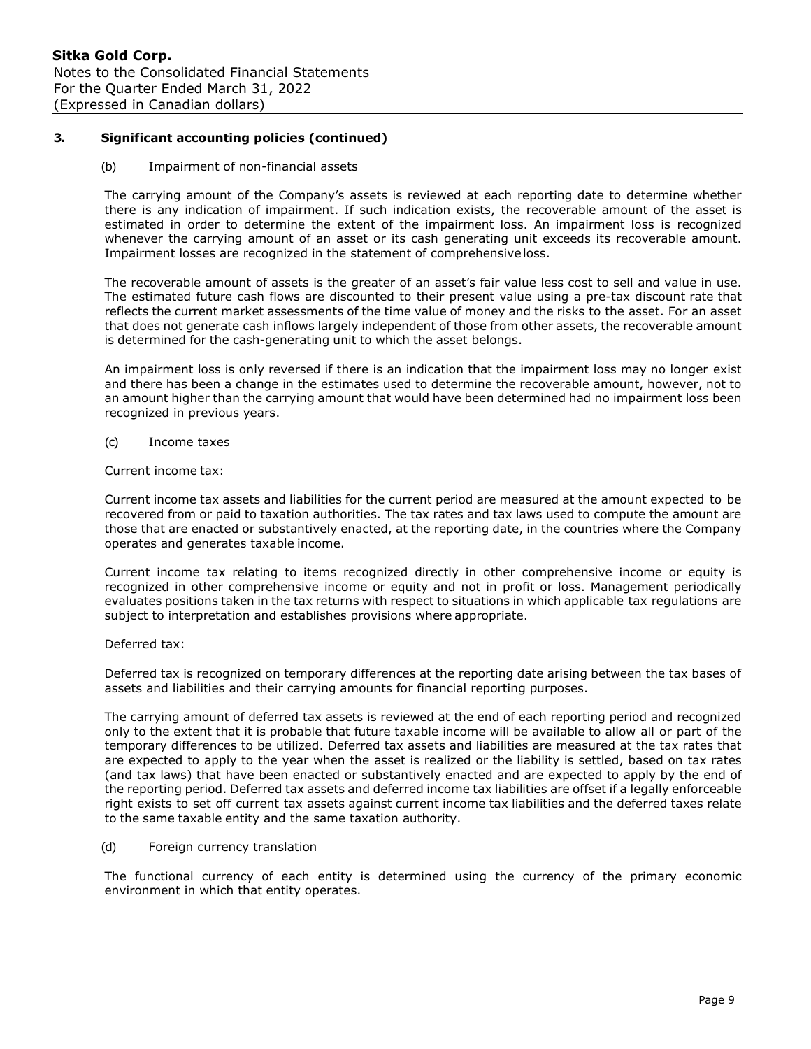## 3. Significant accounting policies (continued)

### (b) Impairment of non-financial assets

The carrying amount of the Company's assets is reviewed at each reporting date to determine whether there is any indication of impairment. If such indication exists, the recoverable amount of the asset is estimated in order to determine the extent of the impairment loss. An impairment loss is recognized whenever the carrying amount of an asset or its cash generating unit exceeds its recoverable amount. Impairment losses are recognized in the statement of comprehensive loss.

The recoverable amount of assets is the greater of an asset's fair value less cost to sell and value in use. The estimated future cash flows are discounted to their present value using a pre-tax discount rate that reflects the current market assessments of the time value of money and the risks to the asset. For an asset that does not generate cash inflows largely independent of those from other assets, the recoverable amount is determined for the cash-generating unit to which the asset belongs.

An impairment loss is only reversed if there is an indication that the impairment loss may no longer exist and there has been a change in the estimates used to determine the recoverable amount, however, not to an amount higher than the carrying amount that would have been determined had no impairment loss been recognized in previous years.

### (c) Income taxes

Current income tax:

Current income tax assets and liabilities for the current period are measured at the amount expected to be recovered from or paid to taxation authorities. The tax rates and tax laws used to compute the amount are those that are enacted or substantively enacted, at the reporting date, in the countries where the Company operates and generates taxable income.

Current income tax relating to items recognized directly in other comprehensive income or equity is recognized in other comprehensive income or equity and not in profit or loss. Management periodically evaluates positions taken in the tax returns with respect to situations in which applicable tax regulations are subject to interpretation and establishes provisions where appropriate.

Deferred tax:

Deferred tax is recognized on temporary differences at the reporting date arising between the tax bases of assets and liabilities and their carrying amounts for financial reporting purposes.

The carrying amount of deferred tax assets is reviewed at the end of each reporting period and recognized only to the extent that it is probable that future taxable income will be available to allow all or part of the temporary differences to be utilized. Deferred tax assets and liabilities are measured at the tax rates that are expected to apply to the year when the asset is realized or the liability is settled, based on tax rates (and tax laws) that have been enacted or substantively enacted and are expected to apply by the end of the reporting period. Deferred tax assets and deferred income tax liabilities are offset if a legally enforceable right exists to set off current tax assets against current income tax liabilities and the deferred taxes relate to the same taxable entity and the same taxation authority.

### (d) Foreign currency translation

The functional currency of each entity is determined using the currency of the primary economic environment in which that entity operates.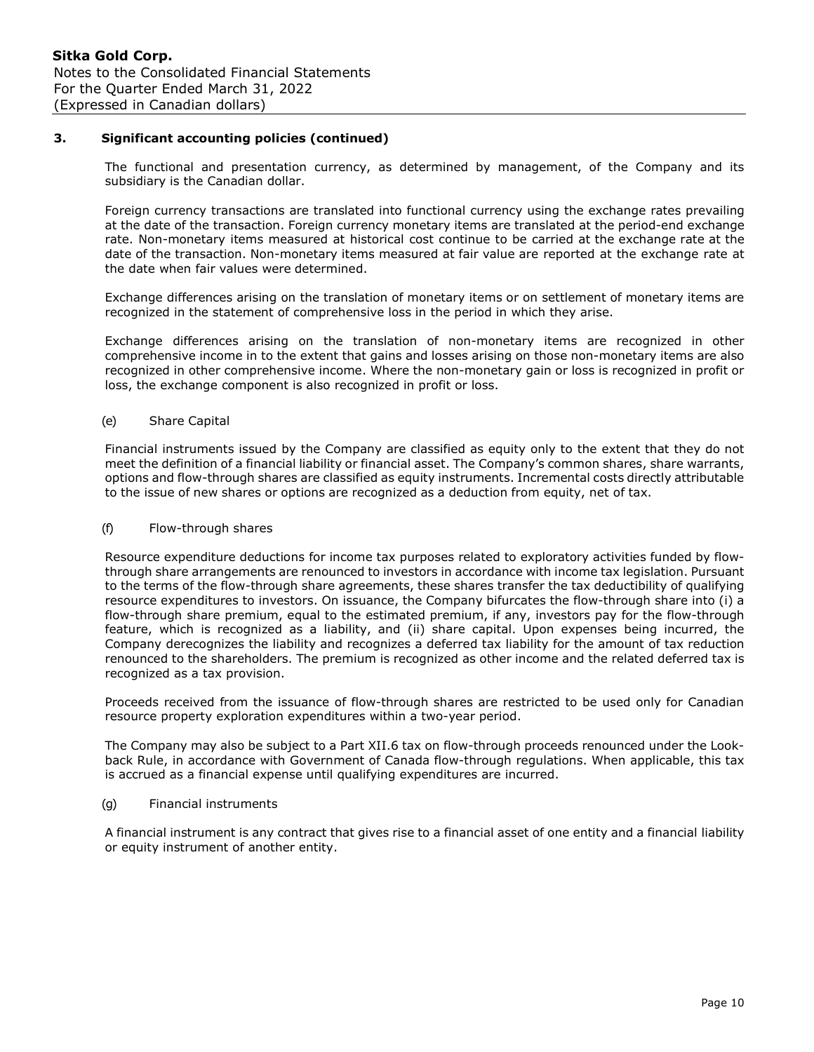### 3. Significant accounting policies (continued)

The functional and presentation currency, as determined by management, of the Company and its subsidiary is the Canadian dollar.

Foreign currency transactions are translated into functional currency using the exchange rates prevailing at the date of the transaction. Foreign currency monetary items are translated at the period-end exchange rate. Non-monetary items measured at historical cost continue to be carried at the exchange rate at the date of the transaction. Non-monetary items measured at fair value are reported at the exchange rate at the date when fair values were determined.

Exchange differences arising on the translation of monetary items or on settlement of monetary items are recognized in the statement of comprehensive loss in the period in which they arise.

Exchange differences arising on the translation of non-monetary items are recognized in other comprehensive income in to the extent that gains and losses arising on those non-monetary items are also recognized in other comprehensive income. Where the non-monetary gain or loss is recognized in profit or loss, the exchange component is also recognized in profit or loss.

(e) Share Capital

Financial instruments issued by the Company are classified as equity only to the extent that they do not meet the definition of a financial liability or financial asset. The Company's common shares, share warrants, options and flow-through shares are classified as equity instruments. Incremental costs directly attributable to the issue of new shares or options are recognized as a deduction from equity, net of tax.

(f) Flow-through shares

Resource expenditure deductions for income tax purposes related to exploratory activities funded by flow-through share arrangements are renounced to investors in accordance with income tax legislation. Pursuant to the terms of the flow-through share agreements, these shares transfer the tax deductibility of qualifying resource expenditures to investors. On issuance, the Company bifurcates the flow-through share into (i) a flow-through share premium, equal to the estimated premium, if any, investors pay for the flow-through feature, which is recognized as a liability, and (ii) share capital. Upon expenses being incurred, the Company derecognizes the liability and recognizes a deferred tax liability for the amount of tax reduction renounced to the shareholders. The premium is recognized as other income and the related deferred tax is recognized as a tax provision.

Proceeds received from the issuance of flow-through shares are restricted to be used only for Canadian resource property exploration expenditures within a two-year period.

The Company may also be subject to a Part XII.6 tax on flow-through proceeds renounced under the Look-back Rule, in accordance with Government of Canada flow-through regulations. When applicable, this tax is accrued as a financial expense until qualifying expenditures are incurred.

(g) Financial instruments

A financial instrument is any contract that gives rise to a financial asset of one entity and a financial liability or equity instrument of another entity.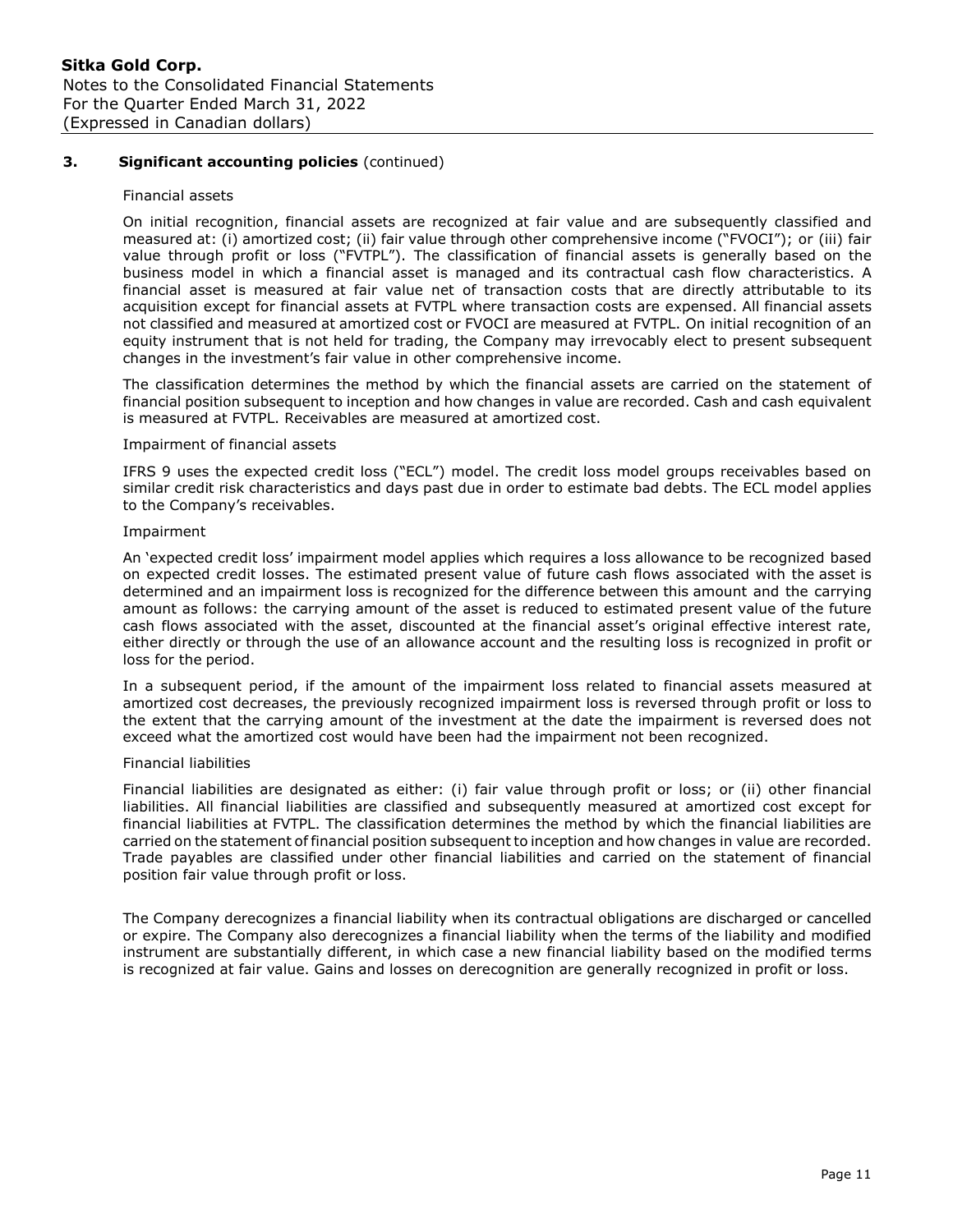## 3. Significant accounting policies (continued)

Financial assets

On initial recognition, financial assets are recognized at fair value and are subsequently classified and measured at: (i) amortized cost; (ii) fair value through other comprehensive income ("FVOCI"); or (iii) fair value through profit or loss ("FVTPL"). The classification of financial assets is generally based on the business model in which a financial asset is managed and its contractual cash flow characteristics. A financial asset is measured at fair value net of transaction costs that are directly attributable to its acquisition except for financial assets at FVTPL where transaction costs are expensed. All financial assets not classified and measured at amortized cost or FVOCI are measured at FVTPL. On initial recognition of an equity instrument that is not held for trading, the Company may irrevocably elect to present subsequent changes in the investment's fair value in other comprehensive income.

The classification determines the method by which the financial assets are carried on the statement of financial position subsequent to inception and how changes in value are recorded. Cash and cash equivalent is measured at FVTPL. Receivables are measured at amortized cost.

Impairment of financial assets

IFRS 9 uses the expected credit loss ("ECL") model. The credit loss model groups receivables based on similar credit risk characteristics and days past due in order to estimate bad debts. The ECL model applies to the Company's receivables.

Impairment

An 'expected credit loss' impairment model applies which requires a loss allowance to be recognized based on expected credit losses. The estimated present value of future cash flows associated with the asset is determined and an impairment loss is recognized for the difference between this amount and the carrying amount as follows: the carrying amount of the asset is reduced to estimated present value of the future cash flows associated with the asset, discounted at the financial asset's original effective interest rate, either directly or through the use of an allowance account and the resulting loss is recognized in profit or loss for the period.

In a subsequent period, if the amount of the impairment loss related to financial assets measured at amortized cost decreases, the previously recognized impairment loss is reversed through profit or loss to the extent that the carrying amount of the investment at the date the impairment is reversed does not exceed what the amortized cost would have been had the impairment not been recognized.

Financial liabilities

Financial liabilities are designated as either: (i) fair value through profit or loss; or (ii) other financial liabilities. All financial liabilities are classified and subsequently measured at amortized cost except for financial liabilities at FVTPL. The classification determines the method by which the financial liabilities are carried on the statement of financial position subsequent to inception and how changes in value are recorded. Trade payables are classified under other financial liabilities and carried on the statement of financial position fair value through profit or loss.

The Company derecognizes a financial liability when its contractual obligations are discharged or cancelled or expire. The Company also derecognizes a financial liability when the terms of the liability and modified instrument are substantially different, in which case a new financial liability based on the modified terms is recognized at fair value. Gains and losses on derecognition are generally recognized in profit or loss.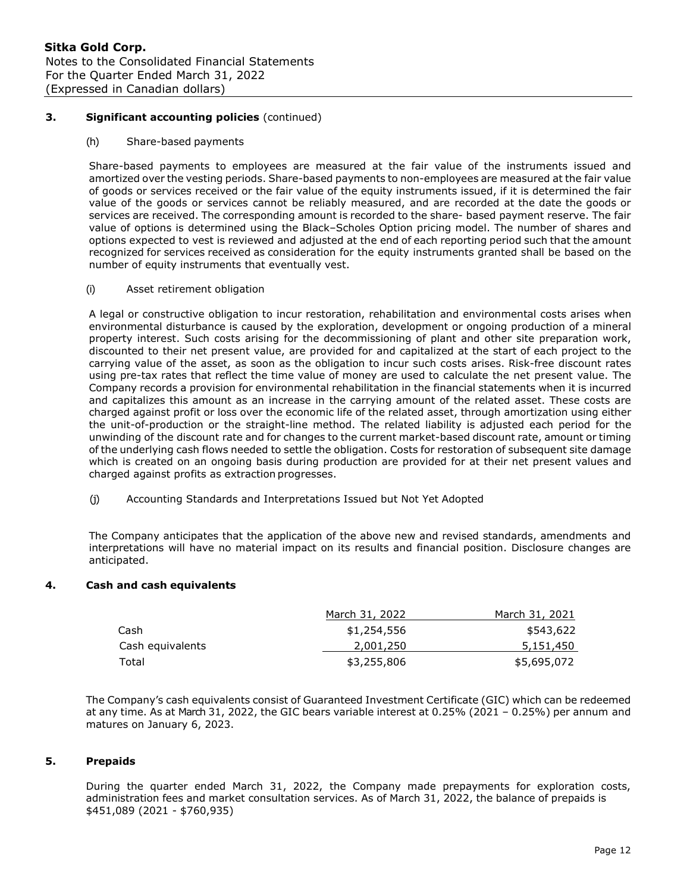### 3. Significant accounting policies (continued)

(h) Share-based payments

Share-based payments to employees are measured at the fair value of the instruments issued and amortized over the vesting periods. Share-based payments to non-employees are measured at the fair value of goods or services received or the fair value of the equity instruments issued, if it is determined the fair value of the goods or services cannot be reliably measured, and are recorded at the date the goods or services are received. The corresponding amount is recorded to the share- based payment reserve. The fair value of options is determined using the Black–Scholes Option pricing model. The number of shares and options expected to vest is reviewed and adjusted at the end of each reporting period such that the amount recognized for services received as consideration for the equity instruments granted shall be based on the number of equity instruments that eventually vest.

(i) Asset retirement obligation

A legal or constructive obligation to incur restoration, rehabilitation and environmental costs arises when environmental disturbance is caused by the exploration, development or ongoing production of a mineral property interest. Such costs arising for the decommissioning of plant and other site preparation work, discounted to their net present value, are provided for and capitalized at the start of each project to the carrying value of the asset, as soon as the obligation to incur such costs arises. Risk-free discount rates using pre-tax rates that reflect the time value of money are used to calculate the net present value. The Company records a provision for environmental rehabilitation in the financial statements when it is incurred and capitalizes this amount as an increase in the carrying amount of the related asset. These costs are charged against profit or loss over the economic life of the related asset, through amortization using either the unit-of-production or the straight-line method. The related liability is adjusted each period for the unwinding of the discount rate and for changes to the current market-based discount rate, amount or timing of the underlying cash flows needed to settle the obligation. Costs for restoration of subsequent site damage which is created on an ongoing basis during production are provided for at their net present values and charged against profits as extraction progresses.

(j) Accounting Standards and Interpretations Issued but Not Yet Adopted

The Company anticipates that the application of the above new and revised standards, amendments and interpretations will have no material impact on its results and financial position. Disclosure changes are anticipated.

### 4. Cash and cash equivalents

| | March 31, 2022 | March 31, 2021 |
|---|---|---|
| Cash | $1,254,556 | $543,622 |
| Cash equivalents | 2,001,250 | 5,151,450 |
| Total | $3,255,806 | $5,695,072 |

The Company's cash equivalents consist of Guaranteed Investment Certificate (GIC) which can be redeemed at any time. As at March 31, 2022, the GIC bears variable interest at 0.25% (2021 – 0.25%) per annum and matures on January 6, 2023.

### 5. Prepaids

During the quarter ended March 31, 2022, the Company made prepayments for exploration costs, administration fees and market consultation services. As of March 31, 2022, the balance of prepaids is $451,089 (2021 - $760,935)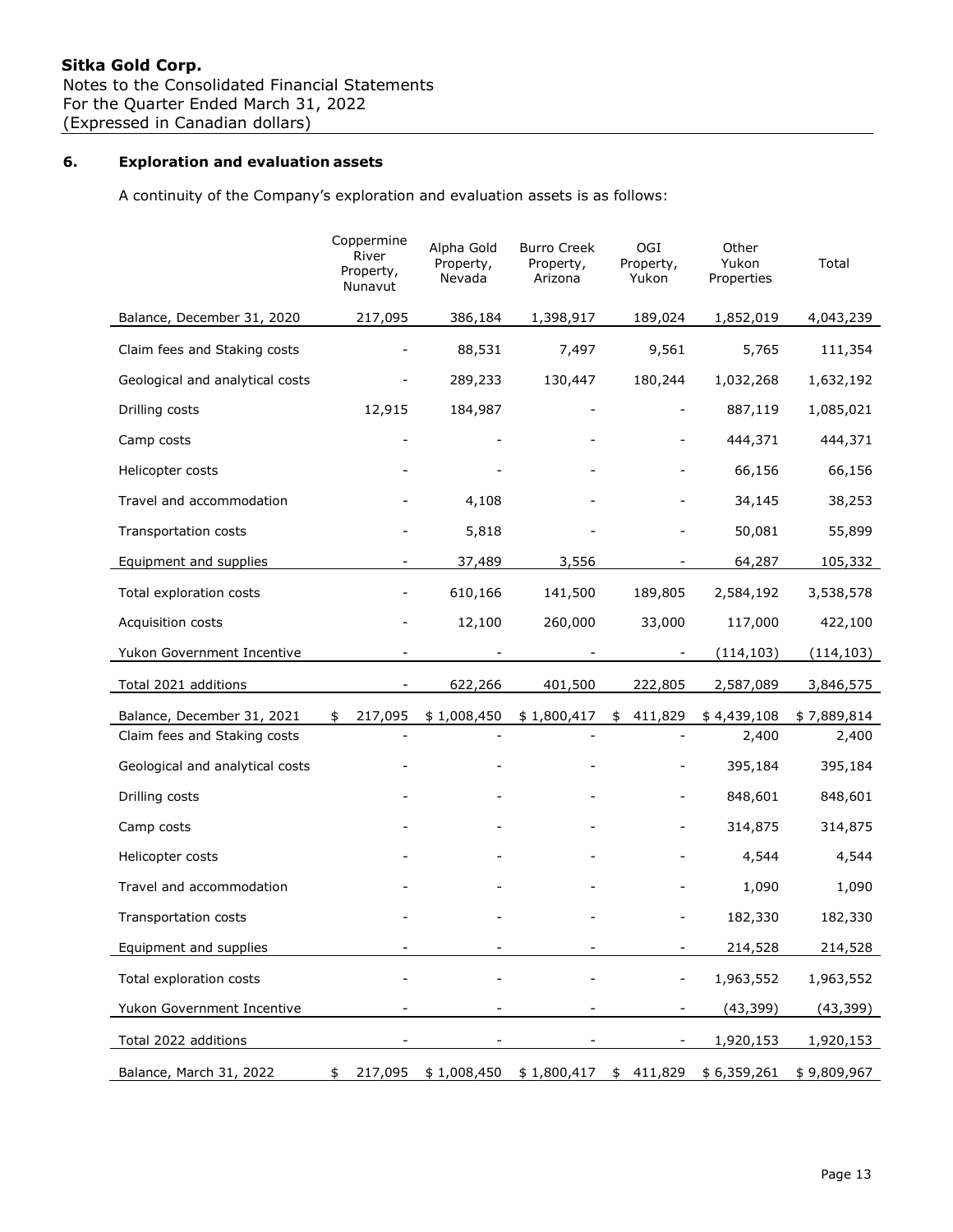**Sitka Gold Corp.**
Notes to the Consolidated Financial Statements
For the Quarter Ended March 31, 2022
(Expressed in Canadian dollars)

## 6. Exploration and evaluation assets

A continuity of the Company's exploration and evaluation assets is as follows:

| | Coppermine River Property, Nunavut | Alpha Gold Property, Nevada | Burro Creek Property, Arizona | OGI Property, Yukon | Other Yukon Properties | Total |
|---|---|---|---|---|---|---|
| Balance, December 31, 2020 | 217,095 | 386,184 | 1,398,917 | 189,024 | 1,852,019 | 4,043,239 |
| Claim fees and Staking costs | - | 88,531 | 7,497 | 9,561 | 5,765 | 111,354 |
| Geological and analytical costs | - | 289,233 | 130,447 | 180,244 | 1,032,268 | 1,632,192 |
| Drilling costs | 12,915 | 184,987 | - | - | 887,119 | 1,085,021 |
| Camp costs | - | - | - | - | 444,371 | 444,371 |
| Helicopter costs | - | - | - | - | 66,156 | 66,156 |
| Travel and accommodation | - | 4,108 | - | - | 34,145 | 38,253 |
| Transportation costs | - | 5,818 | - | - | 50,081 | 55,899 |
| Equipment and supplies | - | 37,489 | 3,556 | - | 64,287 | 105,332 |
| Total exploration costs | - | 610,166 | 141,500 | 189,805 | 2,584,192 | 3,538,578 |
| Acquisition costs | - | 12,100 | 260,000 | 33,000 | 117,000 | 422,100 |
| Yukon Government Incentive | - | - | - | - | (114,103) | (114,103) |
| Total 2021 additions | - | 622,266 | 401,500 | 222,805 | 2,587,089 | 3,846,575 |
| Balance, December 31, 2021 | $ 217,095 | $ 1,008,450 | $ 1,800,417 | $ 411,829 | $ 4,439,108 | $ 7,889,814 |
| Claim fees and Staking costs | - | - | - | - | 2,400 | 2,400 |
| Geological and analytical costs | - | - | - | - | 395,184 | 395,184 |
| Drilling costs | - | - | - | - | 848,601 | 848,601 |
| Camp costs | - | - | - | - | 314,875 | 314,875 |
| Helicopter costs | - | - | - | - | 4,544 | 4,544 |
| Travel and accommodation | - | - | - | - | 1,090 | 1,090 |
| Transportation costs | - | - | - | - | 182,330 | 182,330 |
| Equipment and supplies | - | - | - | - | 214,528 | 214,528 |
| Total exploration costs | - | - | - | - | 1,963,552 | 1,963,552 |
| Yukon Government Incentive | - | - | - | - | (43,399) | (43,399) |
| Total 2022 additions | - | - | - | - | 1,920,153 | 1,920,153 |
| Balance, March 31, 2022 | $ 217,095 | $ 1,008,450 | $ 1,800,417 | $ 411,829 | $ 6,359,261 | $ 9,809,967 |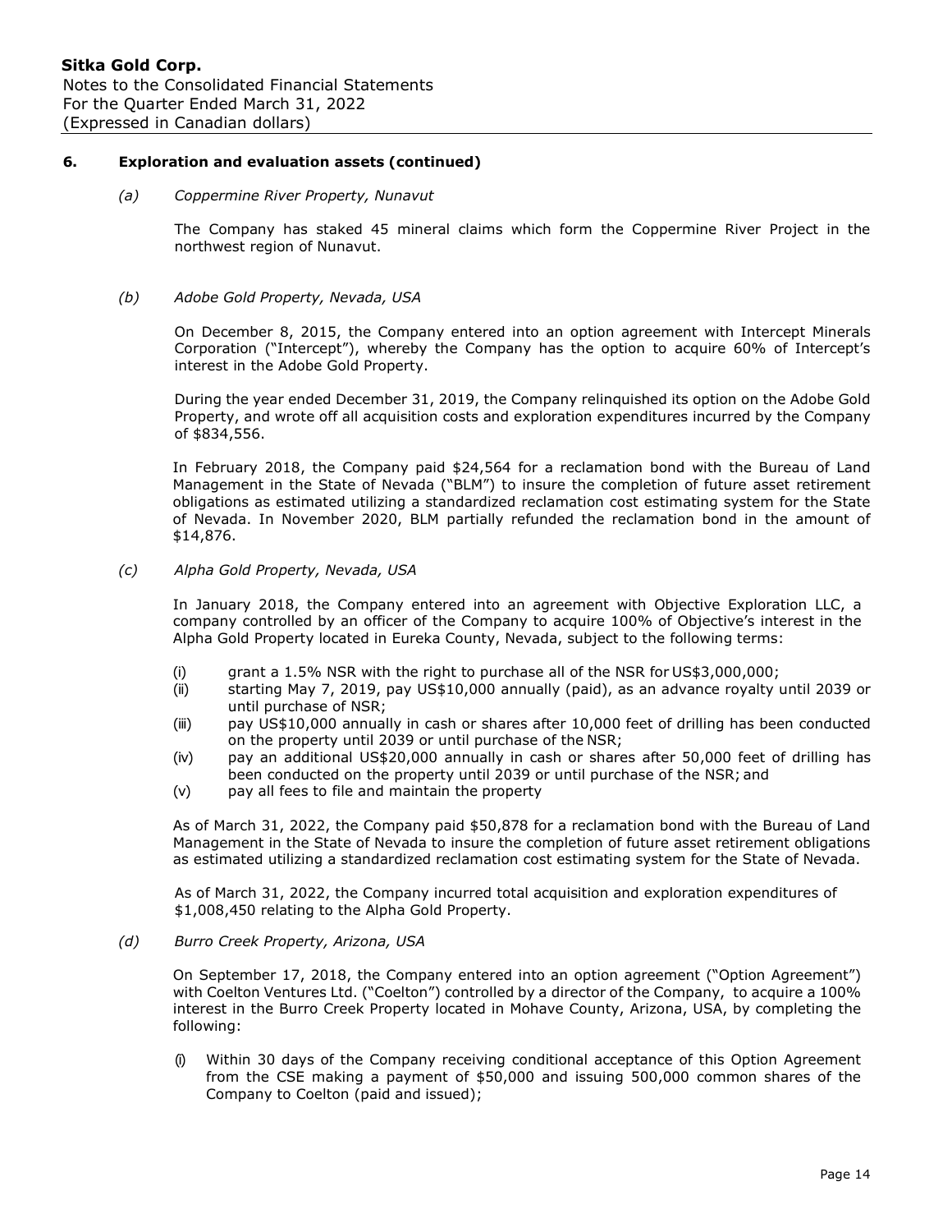## 6. Exploration and evaluation assets (continued)

*(a) Coppermine River Property, Nunavut*

The Company has staked 45 mineral claims which form the Coppermine River Project in the northwest region of Nunavut.

*(b) Adobe Gold Property, Nevada, USA*

On December 8, 2015, the Company entered into an option agreement with Intercept Minerals Corporation ("Intercept"), whereby the Company has the option to acquire 60% of Intercept's interest in the Adobe Gold Property.

During the year ended December 31, 2019, the Company relinquished its option on the Adobe Gold Property, and wrote off all acquisition costs and exploration expenditures incurred by the Company of $834,556.

In February 2018, the Company paid $24,564 for a reclamation bond with the Bureau of Land Management in the State of Nevada ("BLM") to insure the completion of future asset retirement obligations as estimated utilizing a standardized reclamation cost estimating system for the State of Nevada. In November 2020, BLM partially refunded the reclamation bond in the amount of $14,876.

*(c) Alpha Gold Property, Nevada, USA*

In January 2018, the Company entered into an agreement with Objective Exploration LLC, a company controlled by an officer of the Company to acquire 100% of Objective's interest in the Alpha Gold Property located in Eureka County, Nevada, subject to the following terms:

(i) grant a 1.5% NSR with the right to purchase all of the NSR for US$3,000,000;
(ii) starting May 7, 2019, pay US$10,000 annually (paid), as an advance royalty until 2039 or until purchase of NSR;
(iii) pay US$10,000 annually in cash or shares after 10,000 feet of drilling has been conducted on the property until 2039 or until purchase of the NSR;
(iv) pay an additional US$20,000 annually in cash or shares after 50,000 feet of drilling has been conducted on the property until 2039 or until purchase of the NSR; and
(v) pay all fees to file and maintain the property

As of March 31, 2022, the Company paid $50,878 for a reclamation bond with the Bureau of Land Management in the State of Nevada to insure the completion of future asset retirement obligations as estimated utilizing a standardized reclamation cost estimating system for the State of Nevada.

As of March 31, 2022, the Company incurred total acquisition and exploration expenditures of $1,008,450 relating to the Alpha Gold Property.

*(d) Burro Creek Property, Arizona, USA*

On September 17, 2018, the Company entered into an option agreement ("Option Agreement") with Coelton Ventures Ltd. ("Coelton") controlled by a director of the Company, to acquire a 100% interest in the Burro Creek Property located in Mohave County, Arizona, USA, by completing the following:

(i) Within 30 days of the Company receiving conditional acceptance of this Option Agreement from the CSE making a payment of $50,000 and issuing 500,000 common shares of the Company to Coelton (paid and issued);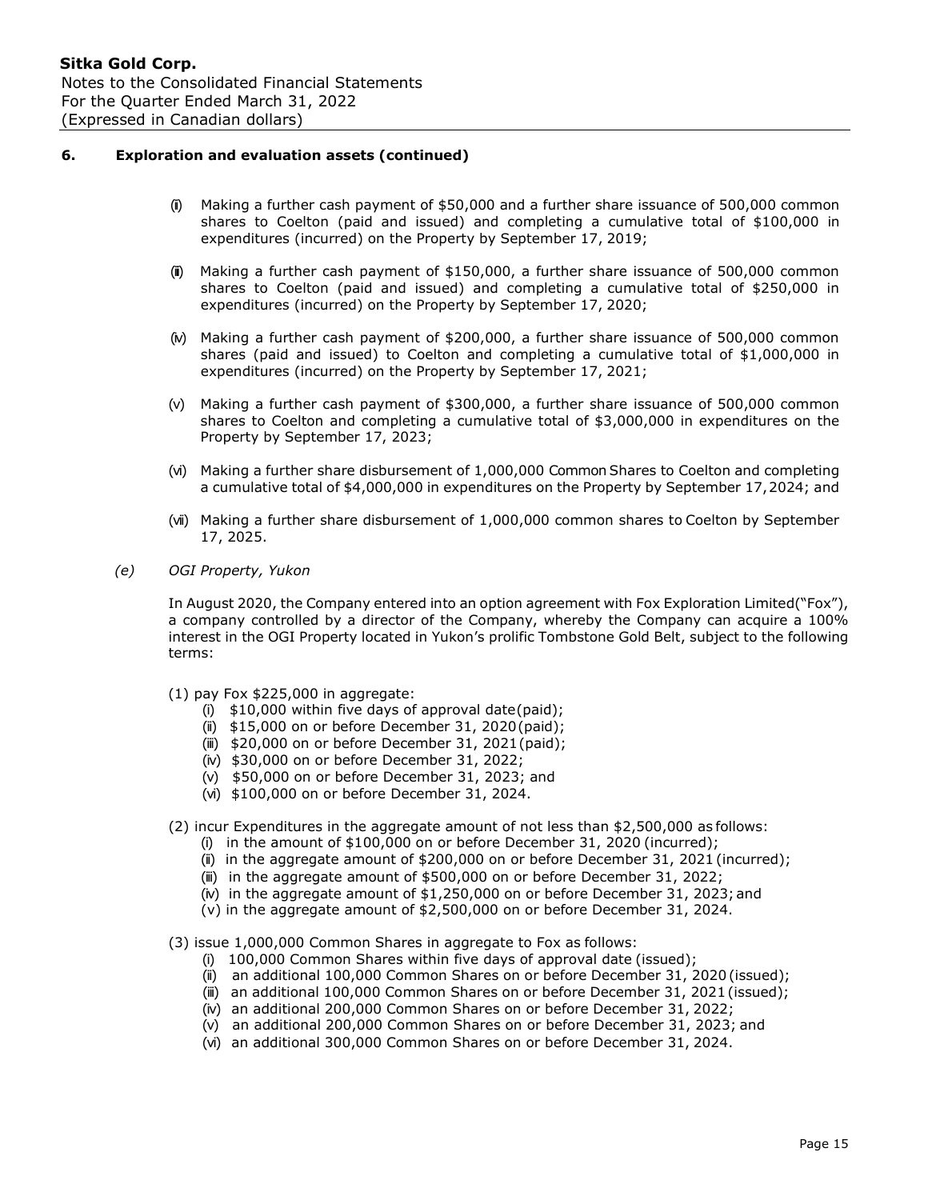## 6. Exploration and evaluation assets (continued)

(ii) Making a further cash payment of $50,000 and a further share issuance of 500,000 common shares to Coelton (paid and issued) and completing a cumulative total of $100,000 in expenditures (incurred) on the Property by September 17, 2019;

(iii) Making a further cash payment of $150,000, a further share issuance of 500,000 common shares to Coelton (paid and issued) and completing a cumulative total of $250,000 in expenditures (incurred) on the Property by September 17, 2020;

(iv) Making a further cash payment of $200,000, a further share issuance of 500,000 common shares (paid and issued) to Coelton and completing a cumulative total of $1,000,000 in expenditures (incurred) on the Property by September 17, 2021;

(v) Making a further cash payment of $300,000, a further share issuance of 500,000 common shares to Coelton and completing a cumulative total of $3,000,000 in expenditures on the Property by September 17, 2023;

(vi) Making a further share disbursement of 1,000,000 Common Shares to Coelton and completing a cumulative total of $4,000,000 in expenditures on the Property by September 17, 2024; and

(vii) Making a further share disbursement of 1,000,000 common shares to Coelton by September 17, 2025.

*(e) OGI Property, Yukon*

In August 2020, the Company entered into an option agreement with Fox Exploration Limited("Fox"), a company controlled by a director of the Company, whereby the Company can acquire a 100% interest in the OGI Property located in Yukon's prolific Tombstone Gold Belt, subject to the following terms:

(1) pay Fox $225,000 in aggregate:
- (i) $10,000 within five days of approval date (paid);
- (ii) $15,000 on or before December 31, 2020 (paid);
- (iii) $20,000 on or before December 31, 2021 (paid);
- (iv) $30,000 on or before December 31, 2022;
- (v) $50,000 on or before December 31, 2023; and
- (vi) $100,000 on or before December 31, 2024.

(2) incur Expenditures in the aggregate amount of not less than $2,500,000 as follows:
- (i) in the amount of $100,000 on or before December 31, 2020 (incurred);
- (ii) in the aggregate amount of $200,000 on or before December 31, 2021 (incurred);
- (iii) in the aggregate amount of $500,000 on or before December 31, 2022;
- (iv) in the aggregate amount of $1,250,000 on or before December 31, 2023; and
- (v) in the aggregate amount of $2,500,000 on or before December 31, 2024.

(3) issue 1,000,000 Common Shares in aggregate to Fox as follows:
- (i) 100,000 Common Shares within five days of approval date (issued);
- (ii) an additional 100,000 Common Shares on or before December 31, 2020 (issued);
- (iii) an additional 100,000 Common Shares on or before December 31, 2021 (issued);
- (iv) an additional 200,000 Common Shares on or before December 31, 2022;
- (v) an additional 200,000 Common Shares on or before December 31, 2023; and
- (vi) an additional 300,000 Common Shares on or before December 31, 2024.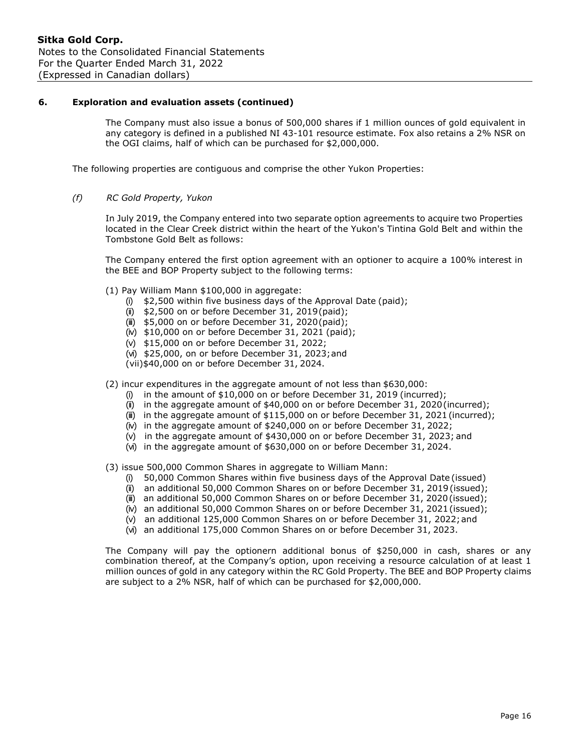## 6. Exploration and evaluation assets (continued)

The Company must also issue a bonus of 500,000 shares if 1 million ounces of gold equivalent in any category is defined in a published NI 43-101 resource estimate. Fox also retains a 2% NSR on the OGI claims, half of which can be purchased for $2,000,000.

The following properties are contiguous and comprise the other Yukon Properties:

*(f) RC Gold Property, Yukon*

In July 2019, the Company entered into two separate option agreements to acquire two Properties located in the Clear Creek district within the heart of the Yukon's Tintina Gold Belt and within the Tombstone Gold Belt as follows:

The Company entered the first option agreement with an optioner to acquire a 100% interest in the BEE and BOP Property subject to the following terms:

(1) Pay William Mann $100,000 in aggregate:
- (i) $2,500 within five business days of the Approval Date (paid);
- (ii) $2,500 on or before December 31, 2019 (paid);
- (iii) $5,000 on or before December 31, 2020 (paid);
- (iv) $10,000 on or before December 31, 2021 (paid);
- (v) $15,000 on or before December 31, 2022;
- (vi) $25,000, on or before December 31, 2023; and
- (vii) $40,000 on or before December 31, 2024.

(2) incur expenditures in the aggregate amount of not less than $630,000:
- (i) in the amount of $10,000 on or before December 31, 2019 (incurred);
- (ii) in the aggregate amount of $40,000 on or before December 31, 2020 (incurred);
- (iii) in the aggregate amount of $115,000 on or before December 31, 2021 (incurred);
- (iv) in the aggregate amount of $240,000 on or before December 31, 2022;
- (v) in the aggregate amount of $430,000 on or before December 31, 2023; and
- (vi) in the aggregate amount of $630,000 on or before December 31, 2024.

(3) issue 500,000 Common Shares in aggregate to William Mann:
- (i) 50,000 Common Shares within five business days of the Approval Date (issued)
- (ii) an additional 50,000 Common Shares on or before December 31, 2019 (issued);
- (iii) an additional 50,000 Common Shares on or before December 31, 2020 (issued);
- (iv) an additional 50,000 Common Shares on or before December 31, 2021 (issued);
- (v) an additional 125,000 Common Shares on or before December 31, 2022; and
- (vi) an additional 175,000 Common Shares on or before December 31, 2023.

The Company will pay the optionern additional bonus of $250,000 in cash, shares or any combination thereof, at the Company's option, upon receiving a resource calculation of at least 1 million ounces of gold in any category within the RC Gold Property. The BEE and BOP Property claims are subject to a 2% NSR, half of which can be purchased for $2,000,000.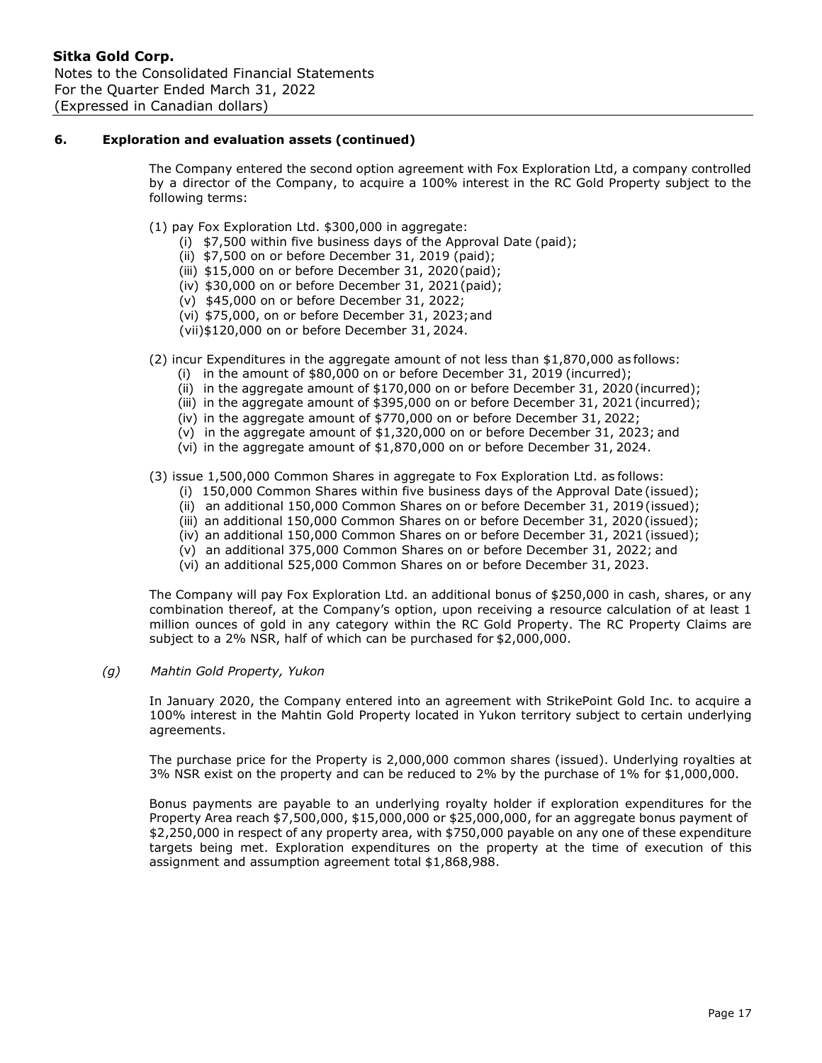## 6. Exploration and evaluation assets (continued)

The Company entered the second option agreement with Fox Exploration Ltd, a company controlled by a director of the Company, to acquire a 100% interest in the RC Gold Property subject to the following terms:

(1) pay Fox Exploration Ltd. $300,000 in aggregate:
- (i) $7,500 within five business days of the Approval Date (paid);
- (ii) $7,500 on or before December 31, 2019 (paid);
- (iii) $15,000 on or before December 31, 2020 (paid);
- (iv) $30,000 on or before December 31, 2021 (paid);
- (v) $45,000 on or before December 31, 2022;
- (vi) $75,000, on or before December 31, 2023; and
- (vii) $120,000 on or before December 31, 2024.

(2) incur Expenditures in the aggregate amount of not less than $1,870,000 as follows:
- (i) in the amount of $80,000 on or before December 31, 2019 (incurred);
- (ii) in the aggregate amount of $170,000 on or before December 31, 2020 (incurred);
- (iii) in the aggregate amount of $395,000 on or before December 31, 2021 (incurred);
- (iv) in the aggregate amount of $770,000 on or before December 31, 2022;
- (v) in the aggregate amount of $1,320,000 on or before December 31, 2023; and
- (vi) in the aggregate amount of $1,870,000 on or before December 31, 2024.

(3) issue 1,500,000 Common Shares in aggregate to Fox Exploration Ltd. as follows:
- (i) 150,000 Common Shares within five business days of the Approval Date (issued);
- (ii) an additional 150,000 Common Shares on or before December 31, 2019 (issued);
- (iii) an additional 150,000 Common Shares on or before December 31, 2020 (issued);
- (iv) an additional 150,000 Common Shares on or before December 31, 2021 (issued);
- (v) an additional 375,000 Common Shares on or before December 31, 2022; and
- (vi) an additional 525,000 Common Shares on or before December 31, 2023.

The Company will pay Fox Exploration Ltd. an additional bonus of $250,000 in cash, shares, or any combination thereof, at the Company's option, upon receiving a resource calculation of at least 1 million ounces of gold in any category within the RC Gold Property. The RC Property Claims are subject to a 2% NSR, half of which can be purchased for $2,000,000.

### *(g) Mahtin Gold Property, Yukon*

In January 2020, the Company entered into an agreement with StrikePoint Gold Inc. to acquire a 100% interest in the Mahtin Gold Property located in Yukon territory subject to certain underlying agreements.

The purchase price for the Property is 2,000,000 common shares (issued). Underlying royalties at 3% NSR exist on the property and can be reduced to 2% by the purchase of 1% for $1,000,000.

Bonus payments are payable to an underlying royalty holder if exploration expenditures for the Property Area reach $7,500,000, $15,000,000 or $25,000,000, for an aggregate bonus payment of $2,250,000 in respect of any property area, with $750,000 payable on any one of these expenditure targets being met. Exploration expenditures on the property at the time of execution of this assignment and assumption agreement total $1,868,988.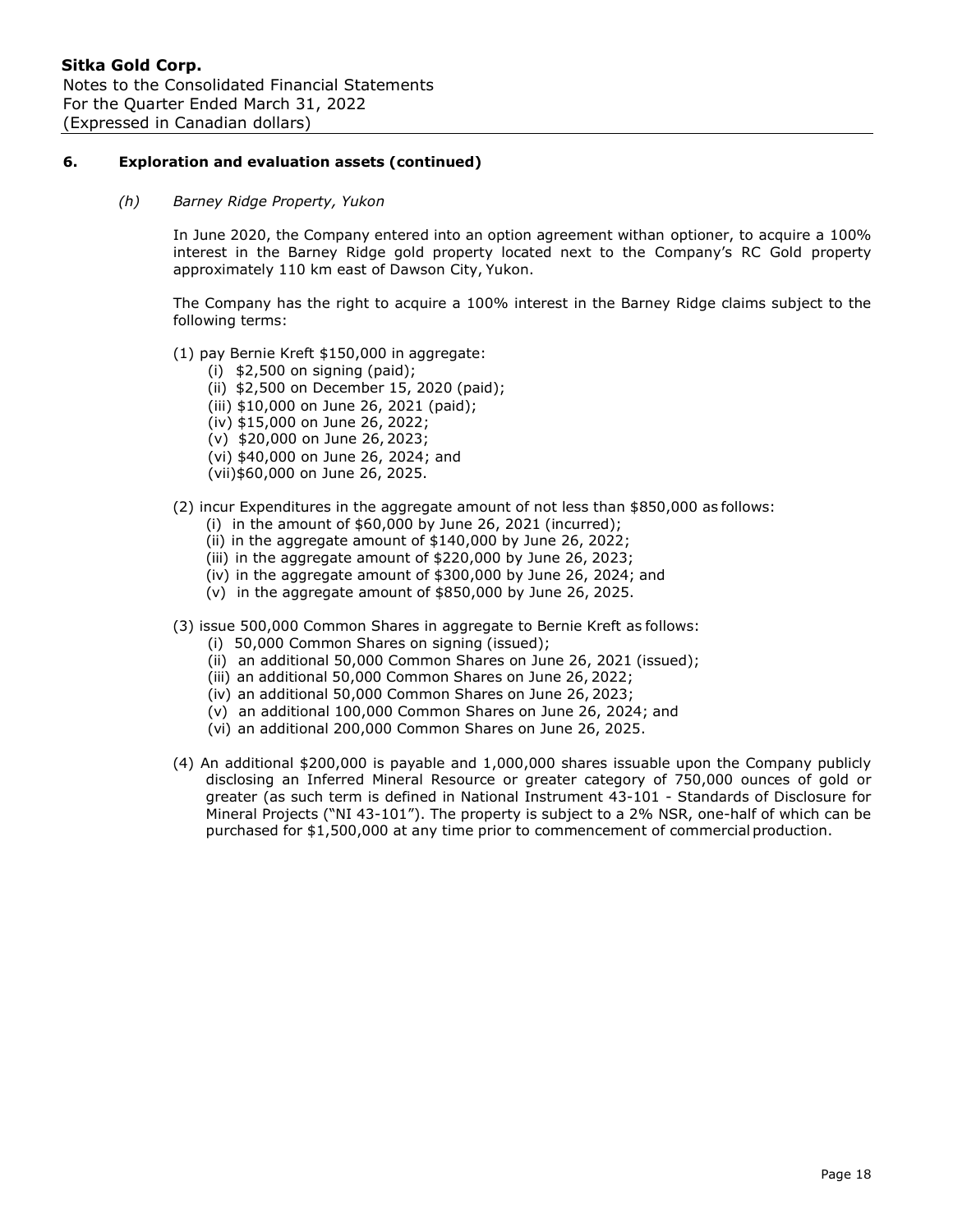## 6. Exploration and evaluation assets (continued)

### *(h) Barney Ridge Property, Yukon*

In June 2020, the Company entered into an option agreement withan optioner, to acquire a 100% interest in the Barney Ridge gold property located next to the Company's RC Gold property approximately 110 km east of Dawson City, Yukon.

The Company has the right to acquire a 100% interest in the Barney Ridge claims subject to the following terms:

(1) pay Bernie Kreft $150,000 in aggregate:
- (i) $2,500 on signing (paid);
- (ii) $2,500 on December 15, 2020 (paid);
- (iii) $10,000 on June 26, 2021 (paid);
- (iv) $15,000 on June 26, 2022;
- (v) $20,000 on June 26, 2023;
- (vi) $40,000 on June 26, 2024; and
- (vii)$60,000 on June 26, 2025.

(2) incur Expenditures in the aggregate amount of not less than $850,000 as follows:
- (i) in the amount of $60,000 by June 26, 2021 (incurred);
- (ii) in the aggregate amount of $140,000 by June 26, 2022;
- (iii) in the aggregate amount of $220,000 by June 26, 2023;
- (iv) in the aggregate amount of $300,000 by June 26, 2024; and
- (v) in the aggregate amount of $850,000 by June 26, 2025.

(3) issue 500,000 Common Shares in aggregate to Bernie Kreft as follows:
- (i) 50,000 Common Shares on signing (issued);
- (ii) an additional 50,000 Common Shares on June 26, 2021 (issued);
- (iii) an additional 50,000 Common Shares on June 26, 2022;
- (iv) an additional 50,000 Common Shares on June 26, 2023;
- (v) an additional 100,000 Common Shares on June 26, 2024; and
- (vi) an additional 200,000 Common Shares on June 26, 2025.

(4) An additional $200,000 is payable and 1,000,000 shares issuable upon the Company publicly disclosing an Inferred Mineral Resource or greater category of 750,000 ounces of gold or greater (as such term is defined in National Instrument 43-101 - Standards of Disclosure for Mineral Projects ("NI 43-101"). The property is subject to a 2% NSR, one-half of which can be purchased for $1,500,000 at any time prior to commencement of commercial production.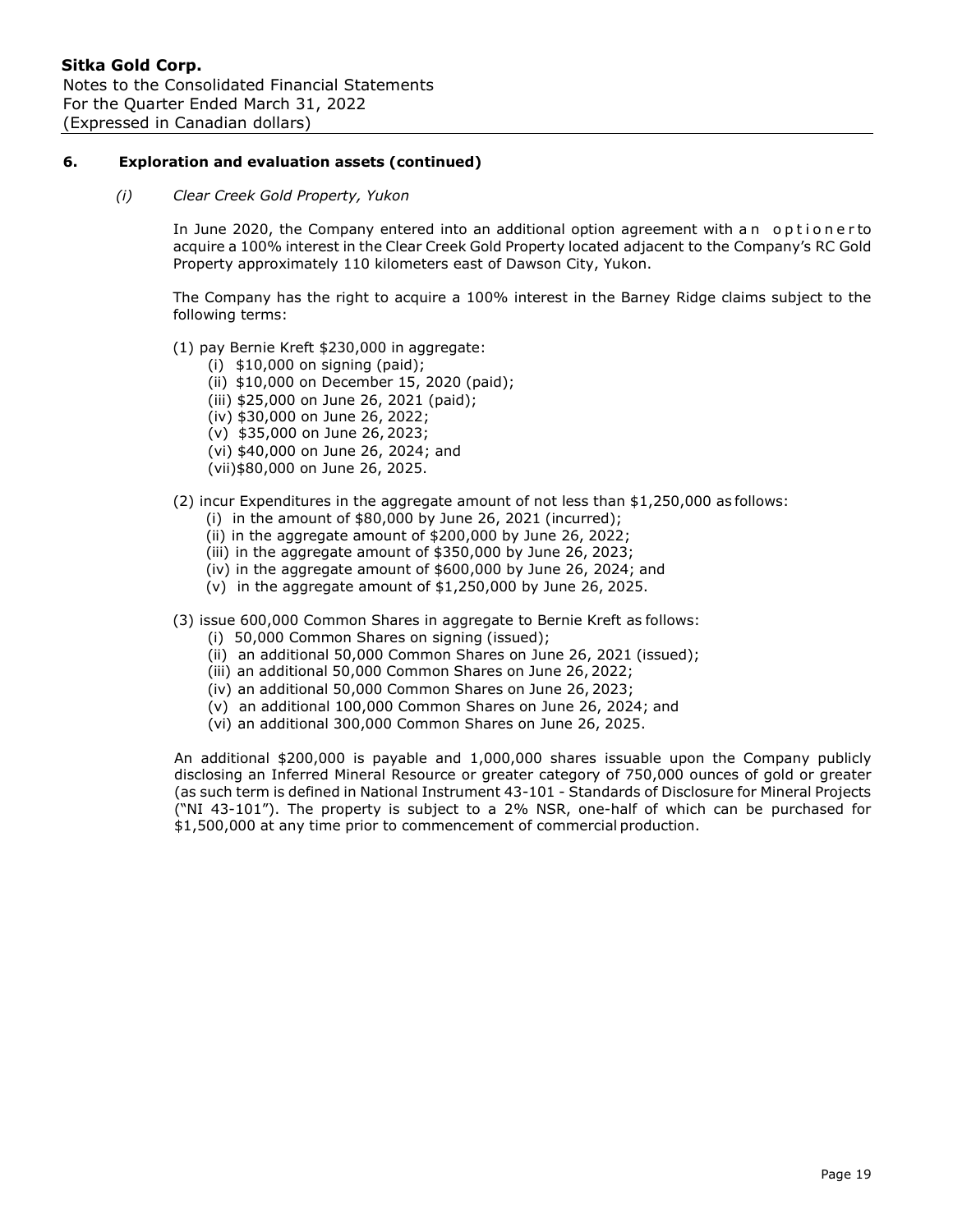### 6. Exploration and evaluation assets (continued)

*(i) Clear Creek Gold Property, Yukon*

In June 2020, the Company entered into an additional option agreement with an optioner to acquire a 100% interest in the Clear Creek Gold Property located adjacent to the Company's RC Gold Property approximately 110 kilometers east of Dawson City, Yukon.

The Company has the right to acquire a 100% interest in the Barney Ridge claims subject to the following terms:

(1) pay Bernie Kreft $230,000 in aggregate:
- (i) $10,000 on signing (paid);
- (ii) $10,000 on December 15, 2020 (paid);
- (iii) $25,000 on June 26, 2021 (paid);
- (iv) $30,000 on June 26, 2022;
- (v) $35,000 on June 26, 2023;
- (vi) $40,000 on June 26, 2024; and
- (vii) $80,000 on June 26, 2025.

(2) incur Expenditures in the aggregate amount of not less than $1,250,000 as follows:
- (i) in the amount of $80,000 by June 26, 2021 (incurred);
- (ii) in the aggregate amount of $200,000 by June 26, 2022;
- (iii) in the aggregate amount of $350,000 by June 26, 2023;
- (iv) in the aggregate amount of $600,000 by June 26, 2024; and
- (v) in the aggregate amount of $1,250,000 by June 26, 2025.

(3) issue 600,000 Common Shares in aggregate to Bernie Kreft as follows:
- (i) 50,000 Common Shares on signing (issued);
- (ii) an additional 50,000 Common Shares on June 26, 2021 (issued);
- (iii) an additional 50,000 Common Shares on June 26, 2022;
- (iv) an additional 50,000 Common Shares on June 26, 2023;
- (v) an additional 100,000 Common Shares on June 26, 2024; and
- (vi) an additional 300,000 Common Shares on June 26, 2025.

An additional $200,000 is payable and 1,000,000 shares issuable upon the Company publicly disclosing an Inferred Mineral Resource or greater category of 750,000 ounces of gold or greater (as such term is defined in National Instrument 43-101 - Standards of Disclosure for Mineral Projects ("NI 43-101"). The property is subject to a 2% NSR, one-half of which can be purchased for $1,500,000 at any time prior to commencement of commercial production.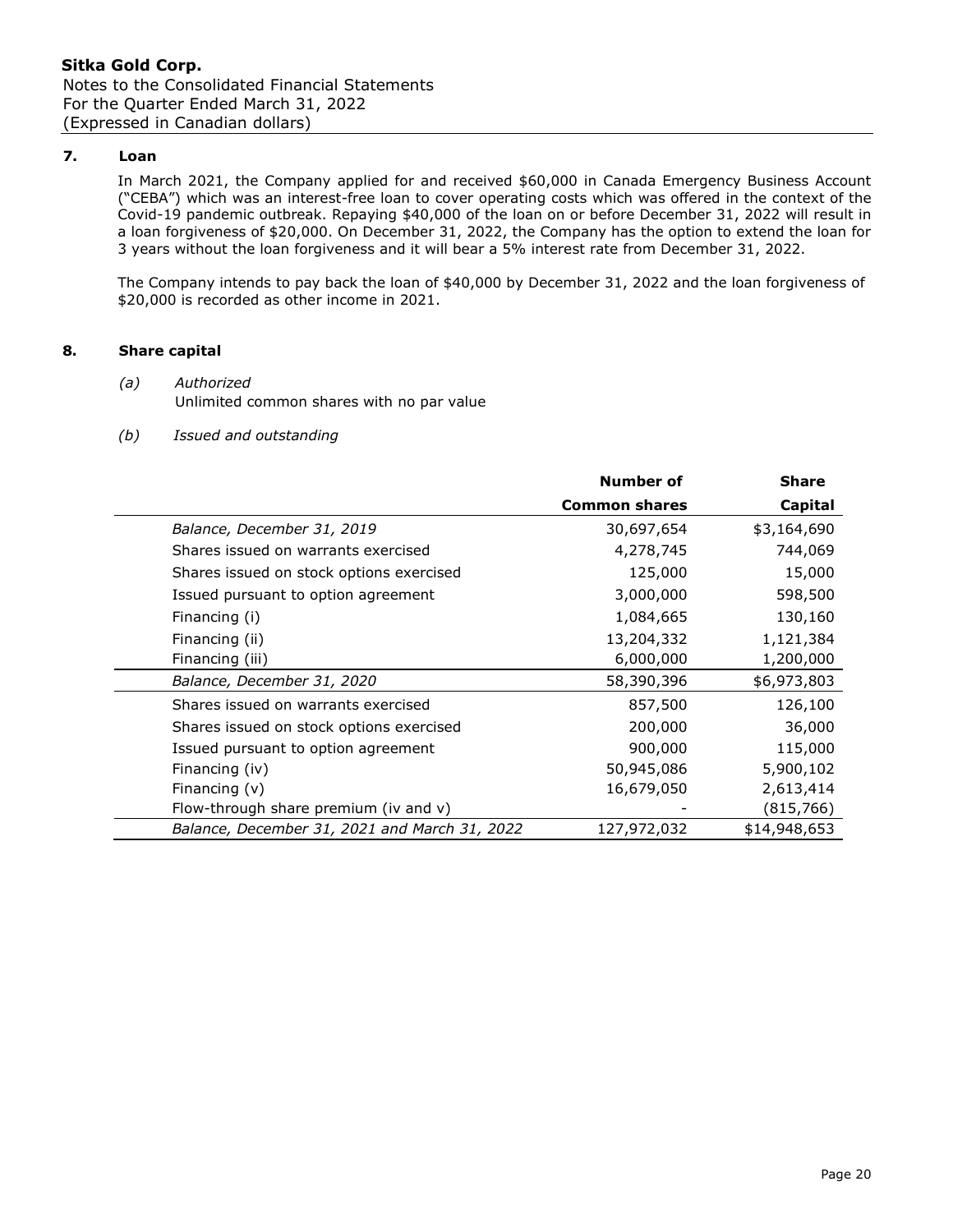Sitka Gold Corp.
Notes to the Consolidated Financial Statements
For the Quarter Ended March 31, 2022
(Expressed in Canadian dollars)

## 7. Loan

In March 2021, the Company applied for and received $60,000 in Canada Emergency Business Account ("CEBA") which was an interest-free loan to cover operating costs which was offered in the context of the Covid-19 pandemic outbreak. Repaying $40,000 of the loan on or before December 31, 2022 will result in a loan forgiveness of $20,000. On December 31, 2022, the Company has the option to extend the loan for 3 years without the loan forgiveness and it will bear a 5% interest rate from December 31, 2022.

The Company intends to pay back the loan of $40,000 by December 31, 2022 and the loan forgiveness of $20,000 is recorded as other income in 2021.

## 8. Share capital

*(a) Authorized*

Unlimited common shares with no par value

*(b) Issued and outstanding*

| | Number of Common shares | Share Capital |
|---|---:|---:|
| *Balance, December 31, 2019* | 30,697,654 | $3,164,690 |
| Shares issued on warrants exercised | 4,278,745 | 744,069 |
| Shares issued on stock options exercised | 125,000 | 15,000 |
| Issued pursuant to option agreement | 3,000,000 | 598,500 |
| Financing (i) | 1,084,665 | 130,160 |
| Financing (ii) | 13,204,332 | 1,121,384 |
| Financing (iii) | 6,000,000 | 1,200,000 |
| *Balance, December 31, 2020* | 58,390,396 | $6,973,803 |
| Shares issued on warrants exercised | 857,500 | 126,100 |
| Shares issued on stock options exercised | 200,000 | 36,000 |
| Issued pursuant to option agreement | 900,000 | 115,000 |
| Financing (iv) | 50,945,086 | 5,900,102 |
| Financing (v) | 16,679,050 | 2,613,414 |
| Flow-through share premium (iv and v) | - | (815,766) |
| *Balance, December 31, 2021 and March 31, 2022* | 127,972,032 | $14,948,653 |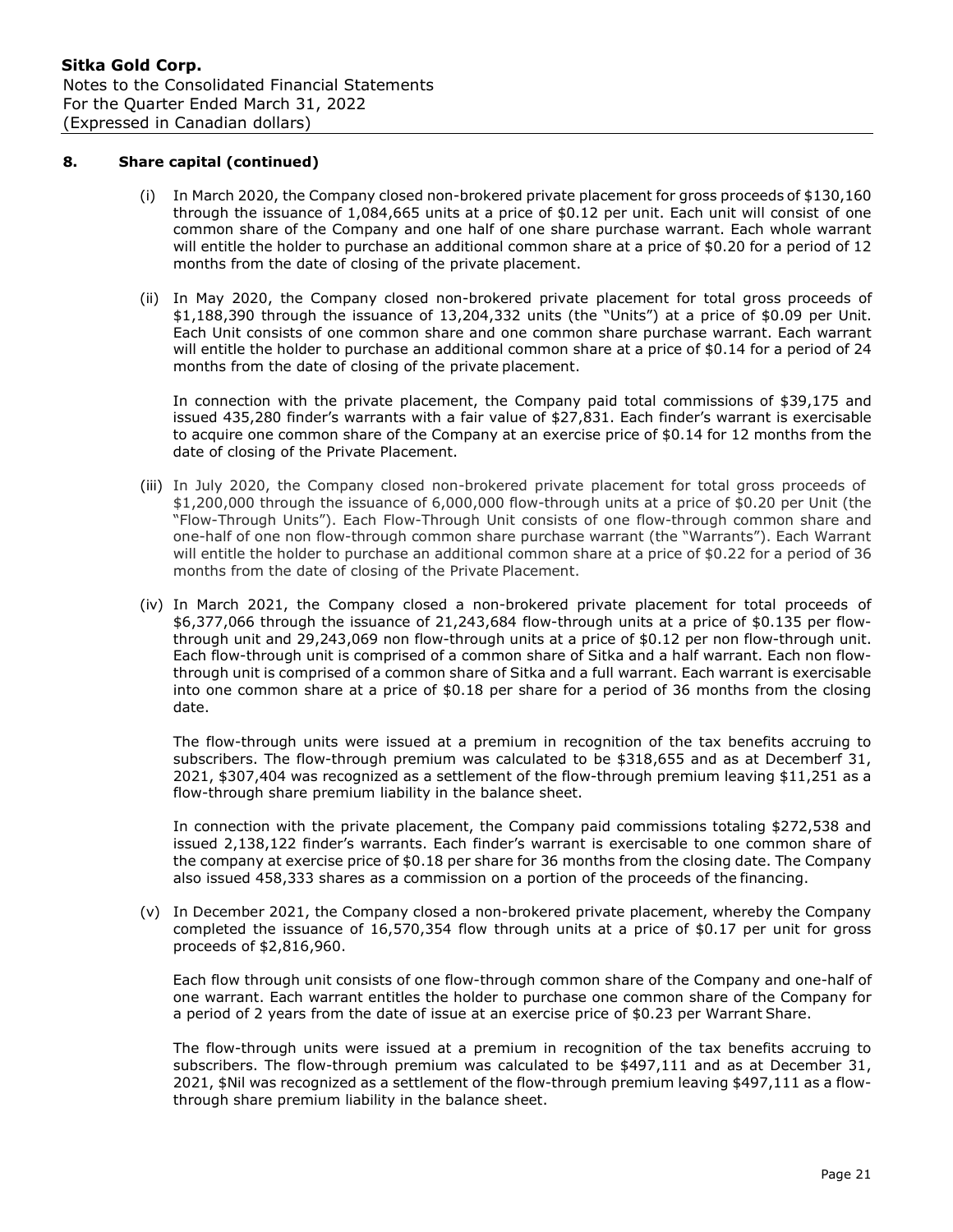## 8. Share capital (continued)

(i) In March 2020, the Company closed non-brokered private placement for gross proceeds of $130,160 through the issuance of 1,084,665 units at a price of $0.12 per unit. Each unit will consist of one common share of the Company and one half of one share purchase warrant. Each whole warrant will entitle the holder to purchase an additional common share at a price of $0.20 for a period of 12 months from the date of closing of the private placement.

(ii) In May 2020, the Company closed non-brokered private placement for total gross proceeds of $1,188,390 through the issuance of 13,204,332 units (the "Units") at a price of $0.09 per Unit. Each Unit consists of one common share and one common share purchase warrant. Each warrant will entitle the holder to purchase an additional common share at a price of $0.14 for a period of 24 months from the date of closing of the private placement.

In connection with the private placement, the Company paid total commissions of $39,175 and issued 435,280 finder's warrants with a fair value of $27,831. Each finder's warrant is exercisable to acquire one common share of the Company at an exercise price of $0.14 for 12 months from the date of closing of the Private Placement.

(iii) In July 2020, the Company closed non-brokered private placement for total gross proceeds of $1,200,000 through the issuance of 6,000,000 flow-through units at a price of $0.20 per Unit (the "Flow-Through Units"). Each Flow-Through Unit consists of one flow-through common share and one-half of one non flow-through common share purchase warrant (the "Warrants"). Each Warrant will entitle the holder to purchase an additional common share at a price of $0.22 for a period of 36 months from the date of closing of the Private Placement.

(iv) In March 2021, the Company closed a non-brokered private placement for total proceeds of $6,377,066 through the issuance of 21,243,684 flow-through units at a price of $0.135 per flow-through unit and 29,243,069 non flow-through units at a price of $0.12 per non flow-through unit. Each flow-through unit is comprised of a common share of Sitka and a half warrant. Each non flow-through unit is comprised of a common share of Sitka and a full warrant. Each warrant is exercisable into one common share at a price of $0.18 per share for a period of 36 months from the closing date.

The flow-through units were issued at a premium in recognition of the tax benefits accruing to subscribers. The flow-through premium was calculated to be $318,655 and as at Decemberf 31, 2021, $307,404 was recognized as a settlement of the flow-through premium leaving $11,251 as a flow-through share premium liability in the balance sheet.

In connection with the private placement, the Company paid commissions totaling $272,538 and issued 2,138,122 finder's warrants. Each finder's warrant is exercisable to one common share of the company at exercise price of $0.18 per share for 36 months from the closing date. The Company also issued 458,333 shares as a commission on a portion of the proceeds of the financing.

(v) In December 2021, the Company closed a non-brokered private placement, whereby the Company completed the issuance of 16,570,354 flow through units at a price of $0.17 per unit for gross proceeds of $2,816,960.

Each flow through unit consists of one flow-through common share of the Company and one-half of one warrant. Each warrant entitles the holder to purchase one common share of the Company for a period of 2 years from the date of issue at an exercise price of $0.23 per Warrant Share.

The flow-through units were issued at a premium in recognition of the tax benefits accruing to subscribers. The flow-through premium was calculated to be $497,111 and as at December 31, 2021, $Nil was recognized as a settlement of the flow-through premium leaving $497,111 as a flow-through share premium liability in the balance sheet.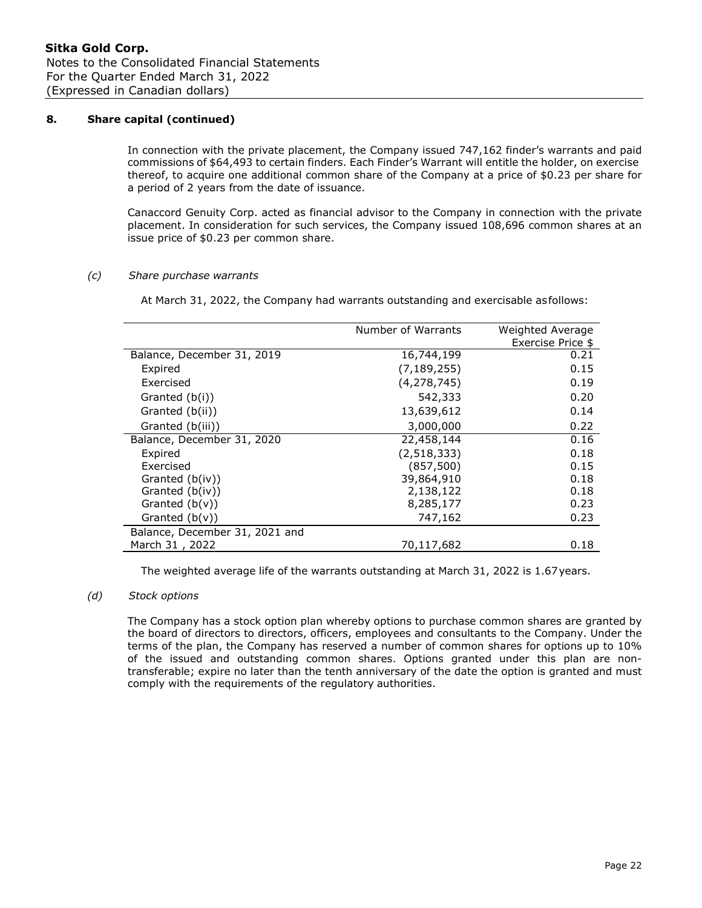## 8. Share capital (continued)

In connection with the private placement, the Company issued 747,162 finder's warrants and paid commissions of $64,493 to certain finders. Each Finder's Warrant will entitle the holder, on exercise thereof, to acquire one additional common share of the Company at a price of $0.23 per share for a period of 2 years from the date of issuance.

Canaccord Genuity Corp. acted as financial advisor to the Company in connection with the private placement. In consideration for such services, the Company issued 108,696 common shares at an issue price of $0.23 per common share.

### *(c) Share purchase warrants*

At March 31, 2022, the Company had warrants outstanding and exercisable as follows:

| | Number of Warrants | Weighted Average Exercise Price $ |
|---|---|---|
| Balance, December 31, 2019 | 16,744,199 | 0.21 |
| Expired | (7,189,255) | 0.15 |
| Exercised | (4,278,745) | 0.19 |
| Granted (b(i)) | 542,333 | 0.20 |
| Granted (b(ii)) | 13,639,612 | 0.14 |
| Granted (b(iii)) | 3,000,000 | 0.22 |
| Balance, December 31, 2020 | 22,458,144 | 0.16 |
| Expired | (2,518,333) | 0.18 |
| Exercised | (857,500) | 0.15 |
| Granted (b(iv)) | 39,864,910 | 0.18 |
| Granted (b(iv)) | 2,138,122 | 0.18 |
| Granted (b(v)) | 8,285,177 | 0.23 |
| Granted (b(v)) | 747,162 | 0.23 |
| Balance, December 31, 2021 and March 31 , 2022 | 70,117,682 | 0.18 |

The weighted average life of the warrants outstanding at March 31, 2022 is 1.67 years.

### *(d) Stock options*

The Company has a stock option plan whereby options to purchase common shares are granted by the board of directors to directors, officers, employees and consultants to the Company. Under the terms of the plan, the Company has reserved a number of common shares for options up to 10% of the issued and outstanding common shares. Options granted under this plan are non-transferable; expire no later than the tenth anniversary of the date the option is granted and must comply with the requirements of the regulatory authorities.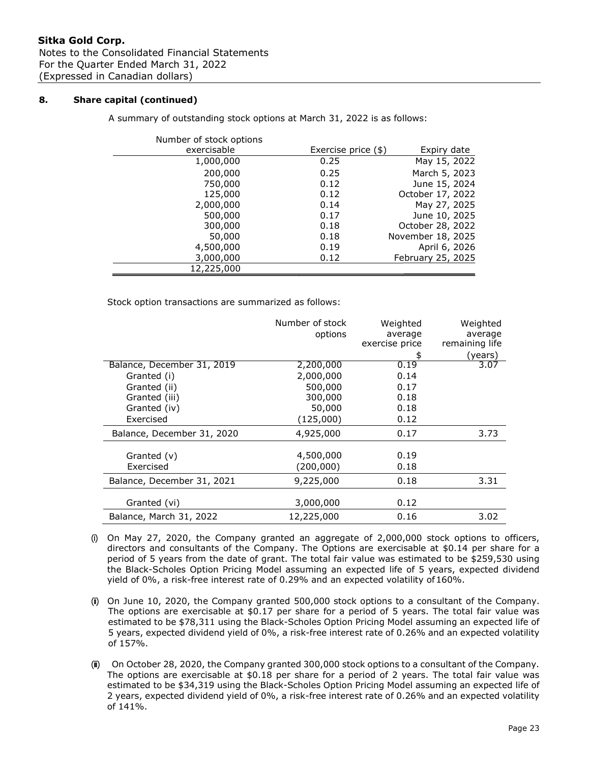**Sitka Gold Corp.**
Notes to the Consolidated Financial Statements
For the Quarter Ended March 31, 2022
(Expressed in Canadian dollars)

**8. Share capital (continued)**

A summary of outstanding stock options at March 31, 2022 is as follows:

| Number of stock options exercisable | Exercise price ($) | Expiry date |
|---|---|---|
| 1,000,000 | 0.25 | May 15, 2022 |
| 200,000 | 0.25 | March 5, 2023 |
| 750,000 | 0.12 | June 15, 2024 |
| 125,000 | 0.12 | October 17, 2022 |
| 2,000,000 | 0.14 | May 27, 2025 |
| 500,000 | 0.17 | June 10, 2025 |
| 300,000 | 0.18 | October 28, 2022 |
| 50,000 | 0.18 | November 18, 2025 |
| 4,500,000 | 0.19 | April 6, 2026 |
| 3,000,000 | 0.12 | February 25, 2025 |
| 12,225,000 | | |

Stock option transactions are summarized as follows:

| | Number of stock options | Weighted average exercise price $ | Weighted average remaining life (years) |
|---|---|---|---|
| Balance, December 31, 2019 | 2,200,000 | 0.19 | 3.07 |
| Granted (i) | 2,000,000 | 0.14 | |
| Granted (ii) | 500,000 | 0.17 | |
| Granted (iii) | 300,000 | 0.18 | |
| Granted (iv) | 50,000 | 0.18 | |
| Exercised | (125,000) | 0.12 | |
| Balance, December 31, 2020 | 4,925,000 | 0.17 | 3.73 |
| Granted (v) | 4,500,000 | 0.19 | |
| Exercised | (200,000) | 0.18 | |
| Balance, December 31, 2021 | 9,225,000 | 0.18 | 3.31 |
| Granted (vi) | 3,000,000 | 0.12 | |
| Balance, March 31, 2022 | 12,225,000 | 0.16 | 3.02 |

(i) On May 27, 2020, the Company granted an aggregate of 2,000,000 stock options to officers, directors and consultants of the Company. The Options are exercisable at $0.14 per share for a period of 5 years from the date of grant. The total fair value was estimated to be $259,530 using the Black-Scholes Option Pricing Model assuming an expected life of 5 years, expected dividend yield of 0%, a risk-free interest rate of 0.29% and an expected volatility of 160%.

(ii) On June 10, 2020, the Company granted 500,000 stock options to a consultant of the Company. The options are exercisable at $0.17 per share for a period of 5 years. The total fair value was estimated to be $78,311 using the Black-Scholes Option Pricing Model assuming an expected life of 5 years, expected dividend yield of 0%, a risk-free interest rate of 0.26% and an expected volatility of 157%.

(iii) On October 28, 2020, the Company granted 300,000 stock options to a consultant of the Company. The options are exercisable at $0.18 per share for a period of 2 years. The total fair value was estimated to be $34,319 using the Black-Scholes Option Pricing Model assuming an expected life of 2 years, expected dividend yield of 0%, a risk-free interest rate of 0.26% and an expected volatility of 141%.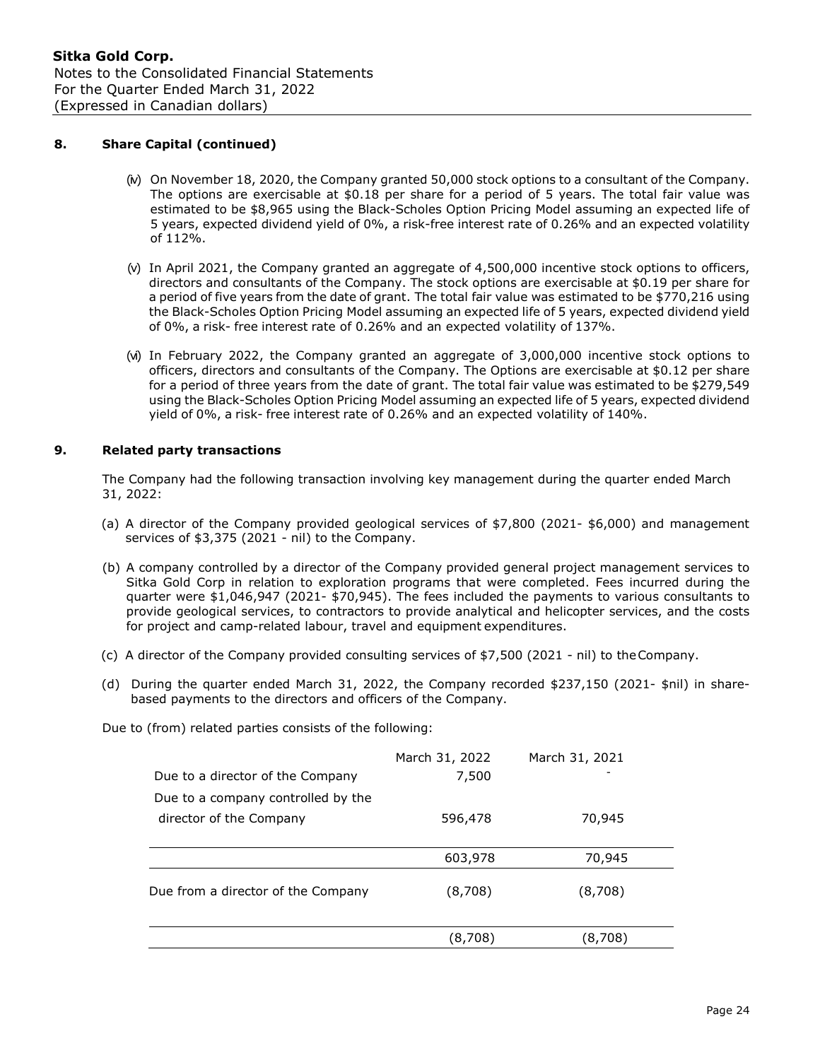## 8. Share Capital (continued)

(iv) On November 18, 2020, the Company granted 50,000 stock options to a consultant of the Company. The options are exercisable at $0.18 per share for a period of 5 years. The total fair value was estimated to be $8,965 using the Black-Scholes Option Pricing Model assuming an expected life of 5 years, expected dividend yield of 0%, a risk-free interest rate of 0.26% and an expected volatility of 112%.

(v) In April 2021, the Company granted an aggregate of 4,500,000 incentive stock options to officers, directors and consultants of the Company. The stock options are exercisable at $0.19 per share for a period of five years from the date of grant. The total fair value was estimated to be $770,216 using the Black-Scholes Option Pricing Model assuming an expected life of 5 years, expected dividend yield of 0%, a risk- free interest rate of 0.26% and an expected volatility of 137%.

(vi) In February 2022, the Company granted an aggregate of 3,000,000 incentive stock options to officers, directors and consultants of the Company. The Options are exercisable at $0.12 per share for a period of three years from the date of grant. The total fair value was estimated to be $279,549 using the Black-Scholes Option Pricing Model assuming an expected life of 5 years, expected dividend yield of 0%, a risk- free interest rate of 0.26% and an expected volatility of 140%.

## 9. Related party transactions

The Company had the following transaction involving key management during the quarter ended March 31, 2022:

(a) A director of the Company provided geological services of $7,800 (2021- $6,000) and management services of $3,375 (2021 - nil) to the Company.

(b) A company controlled by a director of the Company provided general project management services to Sitka Gold Corp in relation to exploration programs that were completed. Fees incurred during the quarter were $1,046,947 (2021- $70,945). The fees included the payments to various consultants to provide geological services, to contractors to provide analytical and helicopter services, and the costs for project and camp-related labour, travel and equipment expenditures.

(c) A director of the Company provided consulting services of $7,500 (2021 - nil) to the Company.

(d) During the quarter ended March 31, 2022, the Company recorded $237,150 (2021- $nil) in share-based payments to the directors and officers of the Company.

Due to (from) related parties consists of the following:

| | March 31, 2022 | March 31, 2021 |
|---|---|---|
| Due to a director of the Company | 7,500 | - |
| Due to a company controlled by the director of the Company | 596,478 | 70,945 |
| | 603,978 | 70,945 |
| Due from a director of the Company | (8,708) | (8,708) |
| | (8,708) | (8,708) |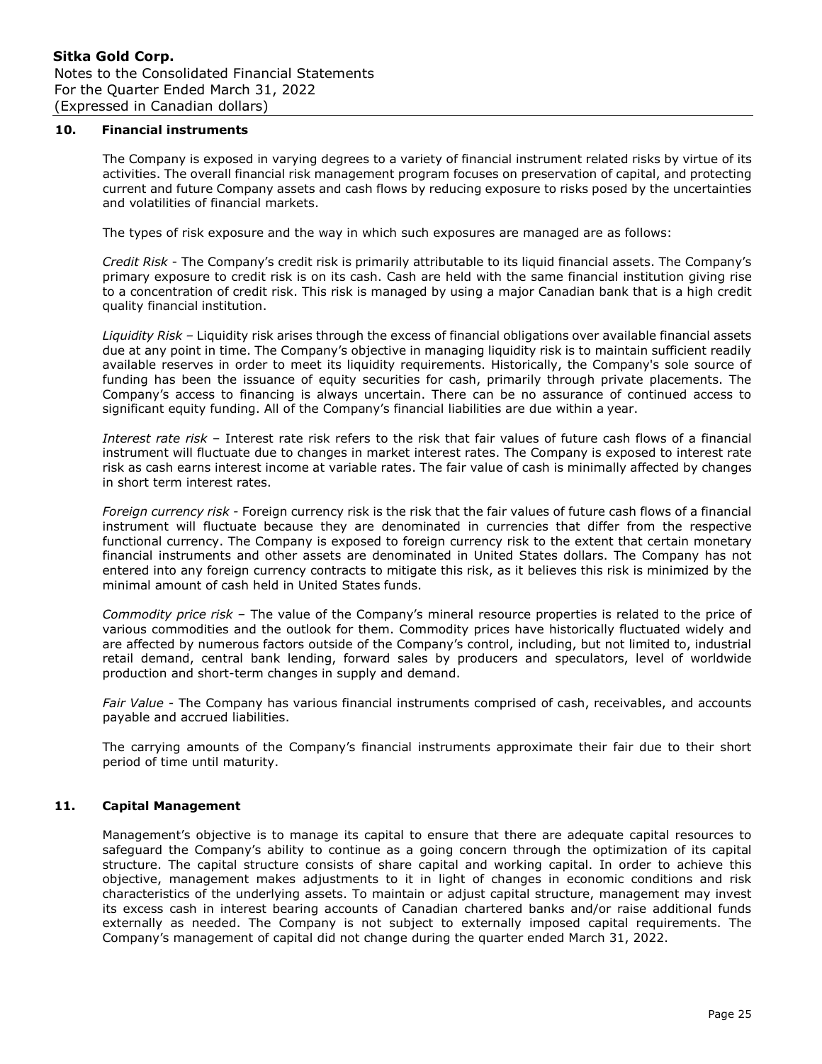## 10. Financial instruments

The Company is exposed in varying degrees to a variety of financial instrument related risks by virtue of its activities. The overall financial risk management program focuses on preservation of capital, and protecting current and future Company assets and cash flows by reducing exposure to risks posed by the uncertainties and volatilities of financial markets.

The types of risk exposure and the way in which such exposures are managed are as follows:

*Credit Risk* - The Company's credit risk is primarily attributable to its liquid financial assets. The Company's primary exposure to credit risk is on its cash. Cash are held with the same financial institution giving rise to a concentration of credit risk. This risk is managed by using a major Canadian bank that is a high credit quality financial institution.

*Liquidity Risk* – Liquidity risk arises through the excess of financial obligations over available financial assets due at any point in time. The Company's objective in managing liquidity risk is to maintain sufficient readily available reserves in order to meet its liquidity requirements. Historically, the Company's sole source of funding has been the issuance of equity securities for cash, primarily through private placements. The Company's access to financing is always uncertain. There can be no assurance of continued access to significant equity funding. All of the Company's financial liabilities are due within a year.

*Interest rate risk* – Interest rate risk refers to the risk that fair values of future cash flows of a financial instrument will fluctuate due to changes in market interest rates. The Company is exposed to interest rate risk as cash earns interest income at variable rates. The fair value of cash is minimally affected by changes in short term interest rates.

*Foreign currency risk* - Foreign currency risk is the risk that the fair values of future cash flows of a financial instrument will fluctuate because they are denominated in currencies that differ from the respective functional currency. The Company is exposed to foreign currency risk to the extent that certain monetary financial instruments and other assets are denominated in United States dollars. The Company has not entered into any foreign currency contracts to mitigate this risk, as it believes this risk is minimized by the minimal amount of cash held in United States funds.

*Commodity price risk* – The value of the Company's mineral resource properties is related to the price of various commodities and the outlook for them. Commodity prices have historically fluctuated widely and are affected by numerous factors outside of the Company's control, including, but not limited to, industrial retail demand, central bank lending, forward sales by producers and speculators, level of worldwide production and short-term changes in supply and demand.

*Fair Value* - The Company has various financial instruments comprised of cash, receivables, and accounts payable and accrued liabilities.

The carrying amounts of the Company's financial instruments approximate their fair due to their short period of time until maturity.

## 11. Capital Management

Management's objective is to manage its capital to ensure that there are adequate capital resources to safeguard the Company's ability to continue as a going concern through the optimization of its capital structure. The capital structure consists of share capital and working capital. In order to achieve this objective, management makes adjustments to it in light of changes in economic conditions and risk characteristics of the underlying assets. To maintain or adjust capital structure, management may invest its excess cash in interest bearing accounts of Canadian chartered banks and/or raise additional funds externally as needed. The Company is not subject to externally imposed capital requirements. The Company's management of capital did not change during the quarter ended March 31, 2022.